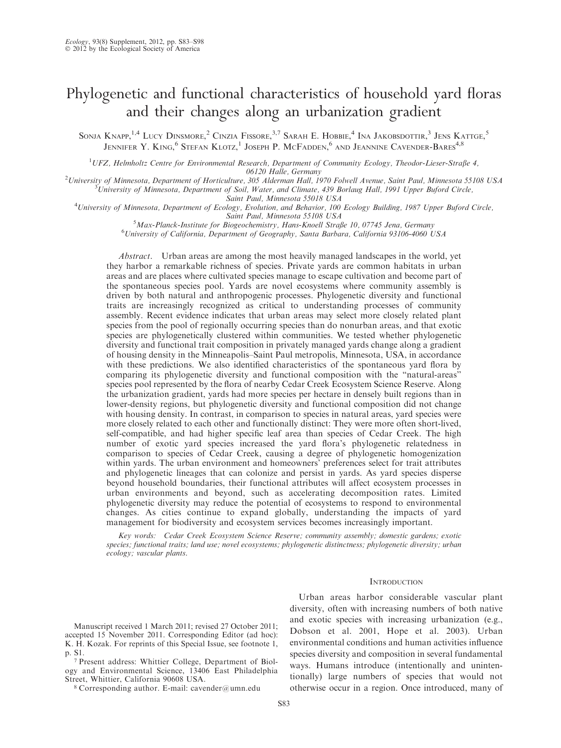# Phylogenetic and functional characteristics of household yard floras and their changes along an urbanization gradient

Sonja Knapp,[1,4] Lucy Dinsmore,[2] Cinzia Fissore,[3,7] Sarah E. Hobbie,[4] Ina Jakobsdottir,[3] Jens Kattge,[5] Jennifer Y. King,[6] Stefan Klotz,[1] Joseph P. McFadden,[6] and Jeannine Cavender-Bares[4,8]

[1]UFZ, Helmholtz Centre for Environmental Research, Department of Community Ecology, Theodor-Lieser-Straße 4, 06120 Halle, Germany

[2]University of Minnesota, Department of Horticulture, 305 Alderman Hall, 1970 Folwell Avenue, Saint Paul, Minnesota 55108 USA

[3]University of Minnesota, Department of Soil, Water, and Climate, 439 Borlaug Hall, 1991 Upper Buford Circle, Saint Paul, Minnesota 55018 USA

[4]University of Minnesota, Department of Ecology, Evolution, and Behavior, 100 Ecology Building, 1987 Upper Buford Circle, Saint Paul, Minnesota 55108 USA

[5]Max-Planck-Institute for Biogeochemistry, Hans-Knoell Straße 10, 07745 Jena, Germany

[6]University of California, Department of Geography, Santa Barbara, California 93106-4060 USA

*Abstract*. Urban areas are among the most heavily managed landscapes in the world, yet they harbor a remarkable richness of species. Private yards are common habitats in urban areas and are places where cultivated species manage to escape cultivation and become part of the spontaneous species pool. Yards are novel ecosystems where community assembly is driven by both natural and anthropogenic processes. Phylogenetic diversity and functional traits are increasingly recognized as critical to understanding processes of community assembly. Recent evidence indicates that urban areas may select more closely related plant species from the pool of regionally occurring species than do nonurban areas, and that exotic species are phylogenetically clustered within communities. We tested whether phylogenetic diversity and functional trait composition in privately managed yards change along a gradient of housing density in the Minneapolis–Saint Paul metropolis, Minnesota, USA, in accordance with these predictions. We also identified characteristics of the spontaneous yard flora by comparing its phylogenetic diversity and functional composition with the "natural-areas" species pool represented by the flora of nearby Cedar Creek Ecosystem Science Reserve. Along the urbanization gradient, yards had more species per hectare in densely built regions than in lower-density regions, but phylogenetic diversity and functional composition did not change with housing density. In contrast, in comparison to species in natural areas, yard species were more closely related to each other and functionally distinct: They were more often short-lived, self-compatible, and had higher specific leaf area than species of Cedar Creek. The high number of exotic yard species increased the yard flora's phylogenetic relatedness in comparison to species of Cedar Creek, causing a degree of phylogenetic homogenization within yards. The urban environment and homeowners' preferences select for trait attributes and phylogenetic lineages that can colonize and persist in yards. As yard species disperse beyond household boundaries, their functional attributes will affect ecosystem processes in urban environments and beyond, such as accelerating decomposition rates. Limited phylogenetic diversity may reduce the potential of ecosystems to respond to environmental changes. As cities continue to expand globally, understanding the impacts of yard management for biodiversity and ecosystem services becomes increasingly important.

*Key words: Cedar Creek Ecosystem Science Reserve; community assembly; domestic gardens; exotic species; functional traits; land use; novel ecosystems; phylogenetic distinctness; phylogenetic diversity; urban ecology; vascular plants.*

Manuscript received 1 March 2011; revised 27 October 2011; accepted 15 November 2011. Corresponding Editor (ad hoc): K. H. Kozak. For reprints of this Special Issue, see footnote 1, p. S1.

[7] Present address: Whittier College, Department of Biology and Environmental Science, 13406 East Philadelphia Street, Whittier, California 90608 USA.

[8] Corresponding author. E-mail: cavender@umn.edu

## Introduction

Urban areas harbor considerable vascular plant diversity, often with increasing numbers of both native and exotic species with increasing urbanization (e.g., Dobson et al. 2001, Hope et al. 2003). Urban environmental conditions and human activities influence species diversity and composition in several fundamental ways. Humans introduce (intentionally and unintentionally) large numbers of species that would not otherwise occur in a region. Once introduced, many of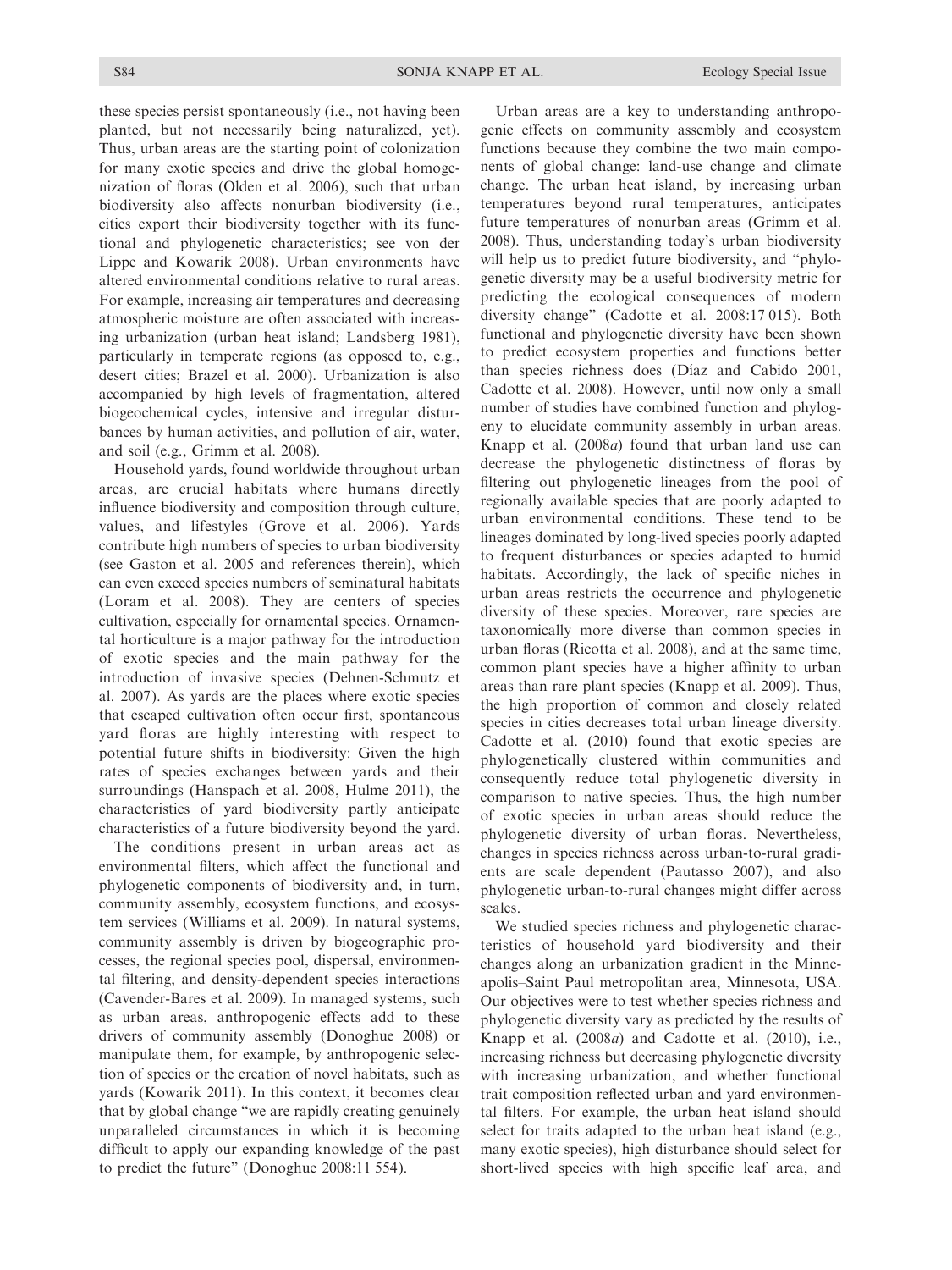these species persist spontaneously (i.e., not having been planted, but not necessarily being naturalized, yet). Thus, urban areas are the starting point of colonization for many exotic species and drive the global homogenization of floras (Olden et al. 2006), such that urban biodiversity also affects nonurban biodiversity (i.e., cities export their biodiversity together with its functional and phylogenetic characteristics; see von der Lippe and Kowarik 2008). Urban environments have altered environmental conditions relative to rural areas. For example, increasing air temperatures and decreasing atmospheric moisture are often associated with increasing urbanization (urban heat island; Landsberg 1981), particularly in temperate regions (as opposed to, e.g., desert cities; Brazel et al. 2000). Urbanization is also accompanied by high levels of fragmentation, altered biogeochemical cycles, intensive and irregular disturbances by human activities, and pollution of air, water, and soil (e.g., Grimm et al. 2008).

Household yards, found worldwide throughout urban areas, are crucial habitats where humans directly influence biodiversity and composition through culture, values, and lifestyles (Grove et al. 2006). Yards contribute high numbers of species to urban biodiversity (see Gaston et al. 2005 and references therein), which can even exceed species numbers of seminatural habitats (Loram et al. 2008). They are centers of species cultivation, especially for ornamental species. Ornamental horticulture is a major pathway for the introduction of exotic species and the main pathway for the introduction of invasive species (Dehnen-Schmutz et al. 2007). As yards are the places where exotic species that escaped cultivation often occur first, spontaneous yard floras are highly interesting with respect to potential future shifts in biodiversity: Given the high rates of species exchanges between yards and their surroundings (Hanspach et al. 2008, Hulme 2011), the characteristics of yard biodiversity partly anticipate characteristics of a future biodiversity beyond the yard.

The conditions present in urban areas act as environmental filters, which affect the functional and phylogenetic components of biodiversity and, in turn, community assembly, ecosystem functions, and ecosystem services (Williams et al. 2009). In natural systems, community assembly is driven by biogeographic processes, the regional species pool, dispersal, environmental filtering, and density-dependent species interactions (Cavender-Bares et al. 2009). In managed systems, such as urban areas, anthropogenic effects add to these drivers of community assembly (Donoghue 2008) or manipulate them, for example, by anthropogenic selection of species or the creation of novel habitats, such as yards (Kowarik 2011). In this context, it becomes clear that by global change "we are rapidly creating genuinely unparalleled circumstances in which it is becoming difficult to apply our expanding knowledge of the past to predict the future" (Donoghue 2008:11 554).

Urban areas are a key to understanding anthropogenic effects on community assembly and ecosystem functions because they combine the two main components of global change: land-use change and climate change. The urban heat island, by increasing urban temperatures beyond rural temperatures, anticipates future temperatures of nonurban areas (Grimm et al. 2008). Thus, understanding today's urban biodiversity will help us to predict future biodiversity, and "phylogenetic diversity may be a useful biodiversity metric for predicting the ecological consequences of modern diversity change" (Cadotte et al. 2008:17 015). Both functional and phylogenetic diversity have been shown to predict ecosystem properties and functions better than species richness does (Díaz and Cabido 2001, Cadotte et al. 2008). However, until now only a small number of studies have combined function and phylogeny to elucidate community assembly in urban areas. Knapp et al. (2008*a*) found that urban land use can decrease the phylogenetic distinctness of floras by filtering out phylogenetic lineages from the pool of regionally available species that are poorly adapted to urban environmental conditions. These tend to be lineages dominated by long-lived species poorly adapted to frequent disturbances or species adapted to humid habitats. Accordingly, the lack of specific niches in urban areas restricts the occurrence and phylogenetic diversity of these species. Moreover, rare species are taxonomically more diverse than common species in urban floras (Ricotta et al. 2008), and at the same time, common plant species have a higher affinity to urban areas than rare plant species (Knapp et al. 2009). Thus, the high proportion of common and closely related species in cities decreases total urban lineage diversity. Cadotte et al. (2010) found that exotic species are phylogenetically clustered within communities and consequently reduce total phylogenetic diversity in comparison to native species. Thus, the high number of exotic species in urban areas should reduce the phylogenetic diversity of urban floras. Nevertheless, changes in species richness across urban-to-rural gradients are scale dependent (Pautasso 2007), and also phylogenetic urban-to-rural changes might differ across scales.

We studied species richness and phylogenetic characteristics of household yard biodiversity and their changes along an urbanization gradient in the Minneapolis–Saint Paul metropolitan area, Minnesota, USA. Our objectives were to test whether species richness and phylogenetic diversity vary as predicted by the results of Knapp et al. (2008*a*) and Cadotte et al. (2010), i.e., increasing richness but decreasing phylogenetic diversity with increasing urbanization, and whether functional trait composition reflected urban and yard environmental filters. For example, the urban heat island should select for traits adapted to the urban heat island (e.g., many exotic species), high disturbance should select for short-lived species with high specific leaf area, and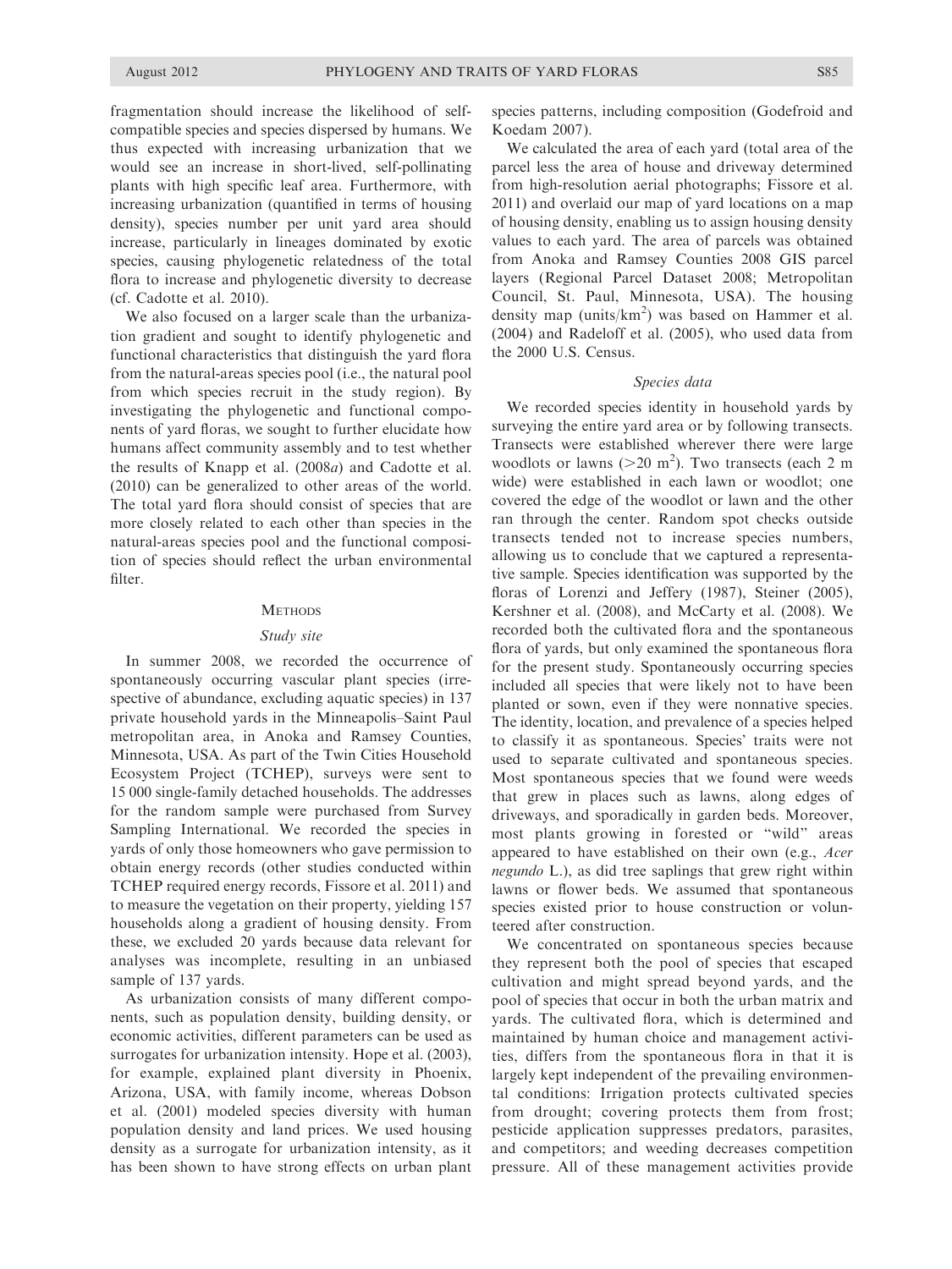fragmentation should increase the likelihood of self-compatible species and species dispersed by humans. We thus expected with increasing urbanization that we would see an increase in short-lived, self-pollinating plants with high specific leaf area. Furthermore, with increasing urbanization (quantified in terms of housing density), species number per unit yard area should increase, particularly in lineages dominated by exotic species, causing phylogenetic relatedness of the total flora to increase and phylogenetic diversity to decrease (cf. Cadotte et al. 2010).

We also focused on a larger scale than the urbanization gradient and sought to identify phylogenetic and functional characteristics that distinguish the yard flora from the natural-areas species pool (i.e., the natural pool from which species recruit in the study region). By investigating the phylogenetic and functional components of yard floras, we sought to further elucidate how humans affect community assembly and to test whether the results of Knapp et al. (2008*a*) and Cadotte et al. (2010) can be generalized to other areas of the world. The total yard flora should consist of species that are more closely related to each other than species in the natural-areas species pool and the functional composition of species should reflect the urban environmental filter.

## Methods

### *Study site*

In summer 2008, we recorded the occurrence of spontaneously occurring vascular plant species (irrespective of abundance, excluding aquatic species) in 137 private household yards in the Minneapolis–Saint Paul metropolitan area, in Anoka and Ramsey Counties, Minnesota, USA. As part of the Twin Cities Household Ecosystem Project (TCHEP), surveys were sent to 15 000 single-family detached households. The addresses for the random sample were purchased from Survey Sampling International. We recorded the species in yards of only those homeowners who gave permission to obtain energy records (other studies conducted within TCHEP required energy records, Fissore et al. 2011) and to measure the vegetation on their property, yielding 157 households along a gradient of housing density. From these, we excluded 20 yards because data relevant for analyses was incomplete, resulting in an unbiased sample of 137 yards.

As urbanization consists of many different components, such as population density, building density, or economic activities, different parameters can be used as surrogates for urbanization intensity. Hope et al. (2003), for example, explained plant diversity in Phoenix, Arizona, USA, with family income, whereas Dobson et al. (2001) modeled species diversity with human population density and land prices. We used housing density as a surrogate for urbanization intensity, as it has been shown to have strong effects on urban plant species patterns, including composition (Godefroid and Koedam 2007).

We calculated the area of each yard (total area of the parcel less the area of house and driveway determined from high-resolution aerial photographs; Fissore et al. 2011) and overlaid our map of yard locations on a map of housing density, enabling us to assign housing density values to each yard. The area of parcels was obtained from Anoka and Ramsey Counties 2008 GIS parcel layers (Regional Parcel Dataset 2008; Metropolitan Council, St. Paul, Minnesota, USA). The housing density map (units/km$^2$) was based on Hammer et al. (2004) and Radeloff et al. (2005), who used data from the 2000 U.S. Census.

### *Species data*

We recorded species identity in household yards by surveying the entire yard area or by following transects. Transects were established wherever there were large woodlots or lawns (>20 m$^2$). Two transects (each 2 m wide) were established in each lawn or woodlot; one covered the edge of the woodlot or lawn and the other ran through the center. Random spot checks outside transects tended not to increase species numbers, allowing us to conclude that we captured a representative sample. Species identification was supported by the floras of Lorenzi and Jeffery (1987), Steiner (2005), Kershner et al. (2008), and McCarty et al. (2008). We recorded both the cultivated flora and the spontaneous flora of yards, but only examined the spontaneous flora for the present study. Spontaneously occurring species included all species that were likely not to have been planted or sown, even if they were nonnative species. The identity, location, and prevalence of a species helped to classify it as spontaneous. Species' traits were not used to separate cultivated and spontaneous species. Most spontaneous species that we found were weeds that grew in places such as lawns, along edges of driveways, and sporadically in garden beds. Moreover, most plants growing in forested or "wild" areas appeared to have established on their own (e.g., *Acer negundo* L.), as did tree saplings that grew right within lawns or flower beds. We assumed that spontaneous species existed prior to house construction or volunteered after construction.

We concentrated on spontaneous species because they represent both the pool of species that escaped cultivation and might spread beyond yards, and the pool of species that occur in both the urban matrix and yards. The cultivated flora, which is determined and maintained by human choice and management activities, differs from the spontaneous flora in that it is largely kept independent of the prevailing environmental conditions: Irrigation protects cultivated species from drought; covering protects them from frost; pesticide application suppresses predators, parasites, and competitors; and weeding decreases competition pressure. All of these management activities provide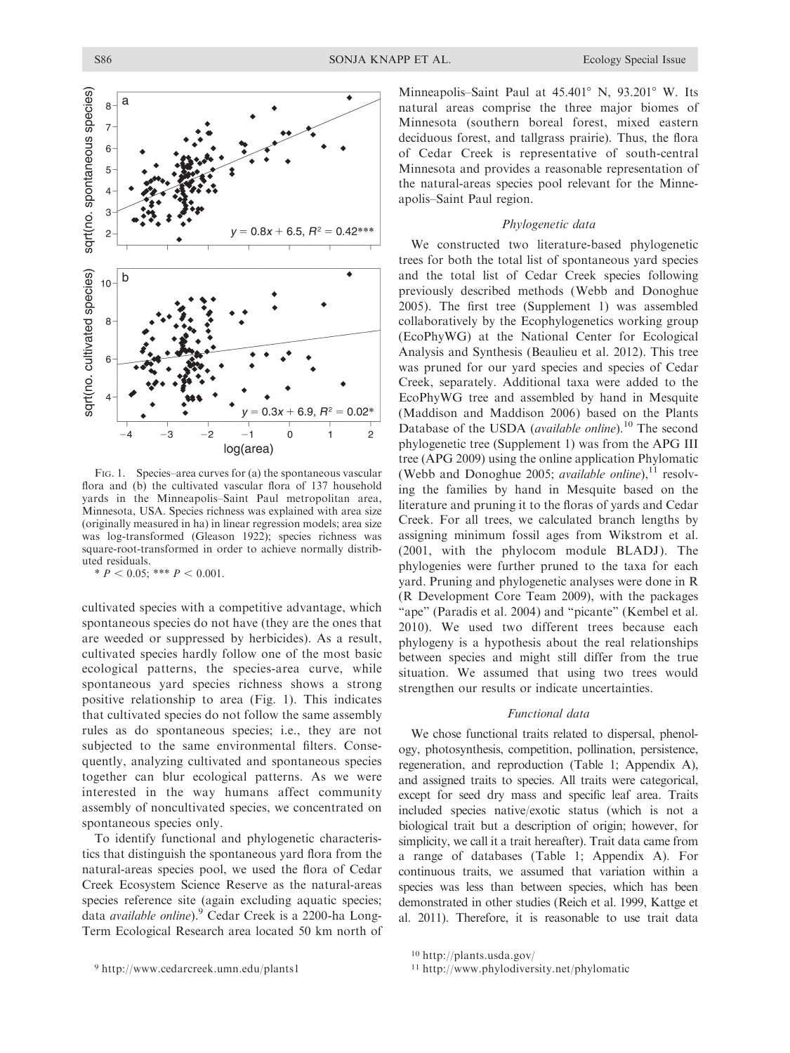FIG. 1. Species–area curves for (a) the spontaneous vascular flora and (b) the cultivated vascular flora of 137 household yards in the Minneapolis–Saint Paul metropolitan area, Minnesota, USA. Species richness was explained with area size (originally measured in ha) in linear regression models; area size was log-transformed (Gleason 1922); species richness was square-root-transformed in order to achieve normally distributed residuals.

\* $P < 0.05$; \*\*\* $P < 0.001$.

cultivated species with a competitive advantage, which spontaneous species do not have (they are the ones that are weeded or suppressed by herbicides). As a result, cultivated species hardly follow one of the most basic ecological patterns, the species-area curve, while spontaneous yard species richness shows a strong positive relationship to area (Fig. 1). This indicates that cultivated species do not follow the same assembly rules as do spontaneous species; i.e., they are not subjected to the same environmental filters. Consequently, analyzing cultivated and spontaneous species together can blur ecological patterns. As we were interested in the way humans affect community assembly of noncultivated species, we concentrated on spontaneous species only.

To identify functional and phylogenetic characteristics that distinguish the spontaneous yard flora from the natural-areas species pool, we used the flora of Cedar Creek Ecosystem Science Reserve as the natural-areas species reference site (again excluding aquatic species; data *available online*).[9] Cedar Creek is a 2200-ha Long-Term Ecological Research area located 50 km north of Minneapolis–Saint Paul at 45.401° N, 93.201° W. Its natural areas comprise the three major biomes of Minnesota (southern boreal forest, mixed eastern deciduous forest, and tallgrass prairie). Thus, the flora of Cedar Creek is representative of south-central Minnesota and provides a reasonable representation of the natural-areas species pool relevant for the Minneapolis–Saint Paul region.

### *Phylogenetic data*

We constructed two literature-based phylogenetic trees for both the total list of spontaneous yard species and the total list of Cedar Creek species following previously described methods (Webb and Donoghue 2005). The first tree (Supplement 1) was assembled collaboratively by the Ecophylogenetics working group (EcoPhyWG) at the National Center for Ecological Analysis and Synthesis (Beaulieu et al. 2012). This tree was pruned for our yard species and species of Cedar Creek, separately. Additional taxa were added to the EcoPhyWG tree and assembled by hand in Mesquite (Maddison and Maddison 2006) based on the Plants Database of the USDA (*available online*).[10] The second phylogenetic tree (Supplement 1) was from the APG III tree (APG 2009) using the online application Phylomatic (Webb and Donoghue 2005; *available online*),[11] resolving the families by hand in Mesquite based on the literature and pruning it to the floras of yards and Cedar Creek. For all trees, we calculated branch lengths by assigning minimum fossil ages from Wikstrom et al. (2001, with the phylocom module BLADJ). The phylogenies were further pruned to the taxa for each yard. Pruning and phylogenetic analyses were done in R (R Development Core Team 2009), with the packages "ape" (Paradis et al. 2004) and "picante" (Kembel et al. 2010). We used two different trees because each phylogeny is a hypothesis about the real relationships between species and might still differ from the true situation. We assumed that using two trees would strengthen our results or indicate uncertainties.

### *Functional data*

We chose functional traits related to dispersal, phenology, photosynthesis, competition, pollination, persistence, regeneration, and reproduction (Table 1; Appendix A), and assigned traits to species. All traits were categorical, except for seed dry mass and specific leaf area. Traits included species native/exotic status (which is not a biological trait but a description of origin; however, for simplicity, we call it a trait hereafter). Trait data came from a range of databases (Table 1; Appendix A). For continuous traits, we assumed that variation within a species was less than between species, which has been demonstrated in other studies (Reich et al. 1999, Kattge et al. 2011). Therefore, it is reasonable to use trait data

[9] http://www.cedarcreek.umn.edu/plants1

[10] http://plants.usda.gov/

[11] http://www.phylodiversity.net/phylomatic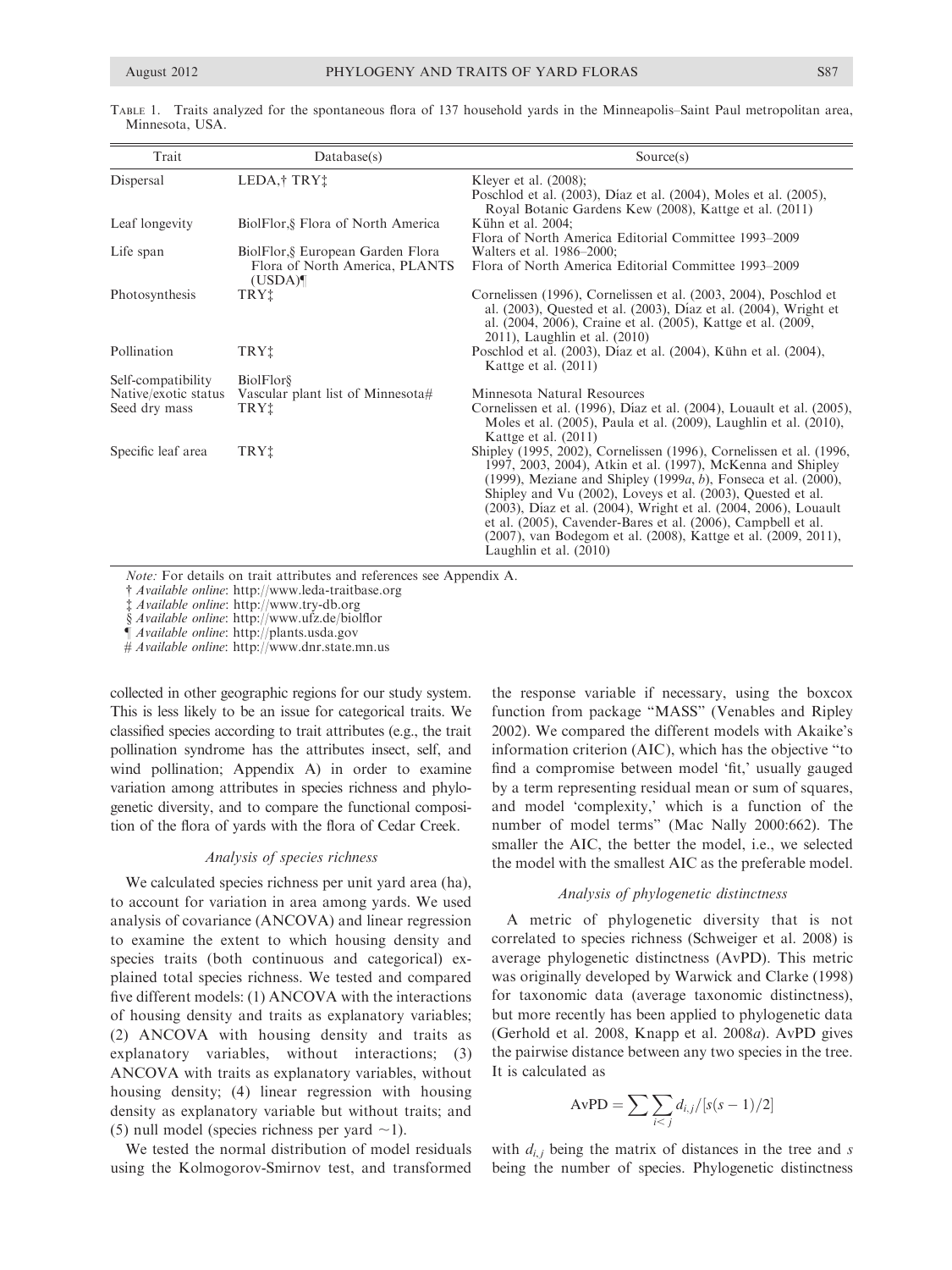TABLE 1. Traits analyzed for the spontaneous flora of 137 household yards in the Minneapolis–Saint Paul metropolitan area, Minnesota, USA.

| Trait | Database(s) | Source(s) |
|---|---|---|
| Dispersal | LEDA,† TRY‡ | Kleyer et al. (2008); Poschlod et al. (2003), Díaz et al. (2004), Moles et al. (2005), Royal Botanic Gardens Kew (2008), Kattge et al. (2011) |
| Leaf longevity | BiolFlor,§ Flora of North America | Kühn et al. 2004; Flora of North America Editorial Committee 1993–2009 |
| Life span | BiolFlor,§ European Garden Flora Flora of North America, PLANTS (USDA)¶ | Walters et al. 1986–2000; Flora of North America Editorial Committee 1993–2009 |
| Photosynthesis | TRY‡ | Cornelissen (1996), Cornelissen et al. (2003, 2004), Poschlod et al. (2003), Quested et al. (2003), Díaz et al. (2004), Wright et al. (2004, 2006), Craine et al. (2005), Kattge et al. (2009, 2011), Laughlin et al. (2010) |
| Pollination | TRY‡ | Poschlod et al. (2003), Díaz et al. (2004), Kühn et al. (2004), Kattge et al. (2011) |
| Self-compatibility | BiolFlor§ | |
| Native/exotic status | Vascular plant list of Minnesota# | Minnesota Natural Resources |
| Seed dry mass | TRY‡ | Cornelissen et al. (1996), Díaz et al. (2004), Louault et al. (2005), Moles et al. (2005), Paula et al. (2009), Laughlin et al. (2010), Kattge et al. (2011) |
| Specific leaf area | TRY‡ | Shipley (1995, 2002), Cornelissen (1996), Cornelissen et al. (1996, 1997, 2003, 2004), Atkin et al. (1997), McKenna and Shipley (1999), Meziane and Shipley (1999*a*, *b*), Fonseca et al. (2000), Shipley and Vu (2002), Loveys et al. (2003), Quested et al. (2003), Díaz et al. (2004), Wright et al. (2004, 2006), Louault et al. (2005), Cavender-Bares et al. (2006), Campbell et al. (2007), van Bodegom et al. (2008), Kattge et al. (2009, 2011), Laughlin et al. (2010) |

*Note:* For details on trait attributes and references see Appendix A.

† *Available online*: http://www.leda-traitbase.org

‡ *Available online*: http://www.try-db.org

§ *Available online*: http://www.ufz.de/biolflor

¶ *Available online*: http://plants.usda.gov

\# *Available online*: http://www.dnr.state.mn.us

collected in other geographic regions for our study system. This is less likely to be an issue for categorical traits. We classified species according to trait attributes (e.g., the trait pollination syndrome has the attributes insect, self, and wind pollination; Appendix A) in order to examine variation among attributes in species richness and phylogenetic diversity, and to compare the functional composition of the flora of yards with the flora of Cedar Creek.

### *Analysis of species richness*

We calculated species richness per unit yard area (ha), to account for variation in area among yards. We used analysis of covariance (ANCOVA) and linear regression to examine the extent to which housing density and species traits (both continuous and categorical) explained total species richness. We tested and compared five different models: (1) ANCOVA with the interactions of housing density and traits as explanatory variables; (2) ANCOVA with housing density and traits as explanatory variables, without interactions; (3) ANCOVA with traits as explanatory variables, without housing density; (4) linear regression with housing density as explanatory variable but without traits; and (5) null model (species richness per yard ~1).

We tested the normal distribution of model residuals using the Kolmogorov-Smirnov test, and transformed the response variable if necessary, using the boxcox function from package "MASS" (Venables and Ripley 2002). We compared the different models with Akaike's information criterion (AIC), which has the objective "to find a compromise between model 'fit,' usually gauged by a term representing residual mean or sum of squares, and model 'complexity,' which is a function of the number of model terms" (Mac Nally 2000:662). The smaller the AIC, the better the model, i.e., we selected the model with the smallest AIC as the preferable model.

### *Analysis of phylogenetic distinctness*

A metric of phylogenetic diversity that is not correlated to species richness (Schweiger et al. 2008) is average phylogenetic distinctness (AvPD). This metric was originally developed by Warwick and Clarke (1998) for taxonomic data (average taxonomic distinctness), but more recently has been applied to phylogenetic data (Gerhold et al. 2008, Knapp et al. 2008*a*). AvPD gives the pairwise distance between any two species in the tree. It is calculated as

$$\text{AvPD} = \sum \sum_{i<j} d_{i,j} / [s(s-1)/2]$$

with $d_{i,j}$ being the matrix of distances in the tree and $s$ being the number of species. Phylogenetic distinctness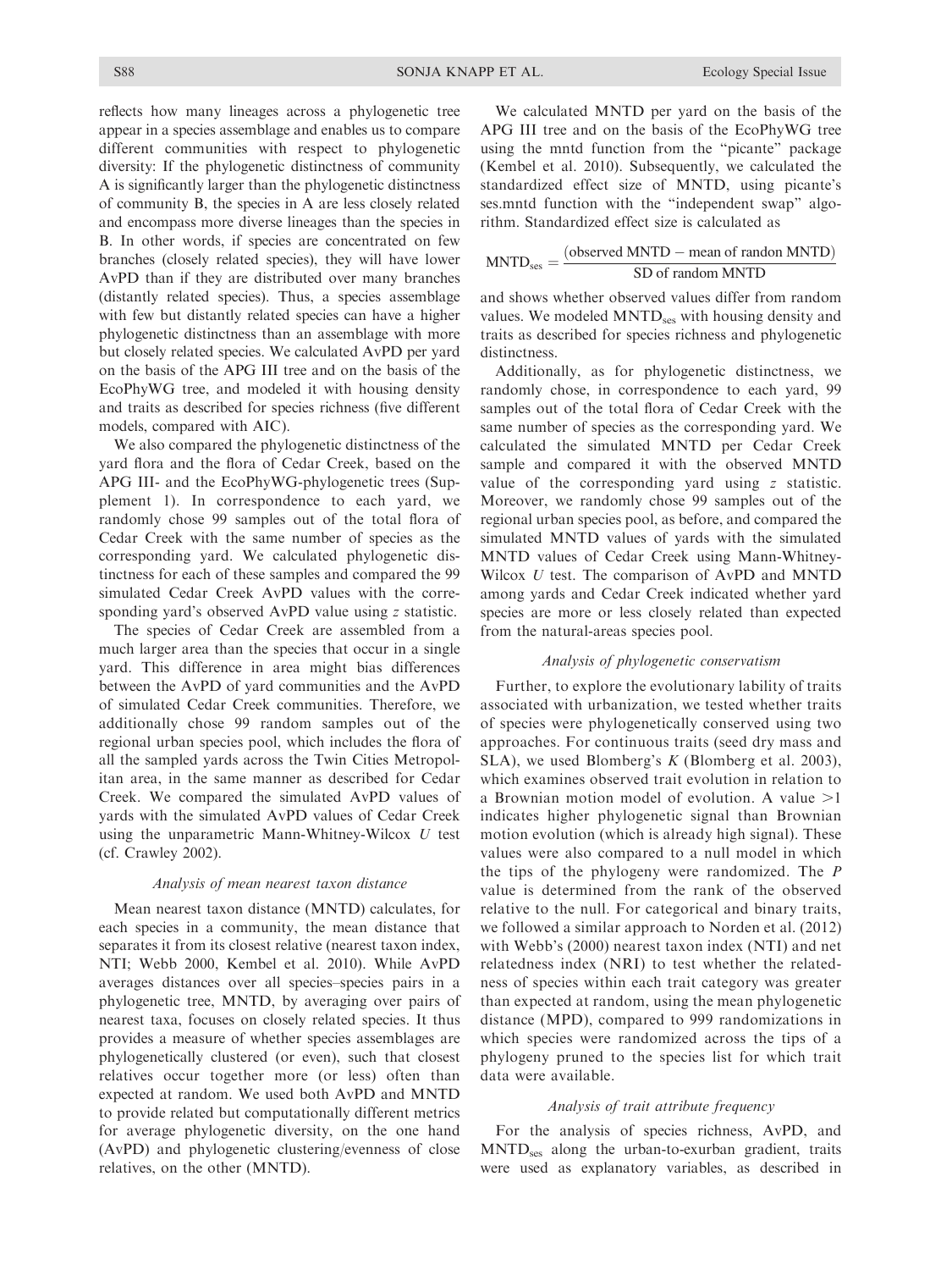reflects how many lineages across a phylogenetic tree appear in a species assemblage and enables us to compare different communities with respect to phylogenetic diversity: If the phylogenetic distinctness of community A is significantly larger than the phylogenetic distinctness of community B, the species in A are less closely related and encompass more diverse lineages than the species in B. In other words, if species are concentrated on few branches (closely related species), they will have lower AvPD than if they are distributed over many branches (distantly related species). Thus, a species assemblage with few but distantly related species can have a higher phylogenetic distinctness than an assemblage with more but closely related species. We calculated AvPD per yard on the basis of the APG III tree and on the basis of the EcoPhyWG tree, and modeled it with housing density and traits as described for species richness (five different models, compared with AIC).

We also compared the phylogenetic distinctness of the yard flora and the flora of Cedar Creek, based on the APG III- and the EcoPhyWG-phylogenetic trees (Supplement 1). In correspondence to each yard, we randomly chose 99 samples out of the total flora of Cedar Creek with the same number of species as the corresponding yard. We calculated phylogenetic distinctness for each of these samples and compared the 99 simulated Cedar Creek AvPD values with the corresponding yard's observed AvPD value using $z$ statistic.

The species of Cedar Creek are assembled from a much larger area than the species that occur in a single yard. This difference in area might bias differences between the AvPD of yard communities and the AvPD of simulated Cedar Creek communities. Therefore, we additionally chose 99 random samples out of the regional urban species pool, which includes the flora of all the sampled yards across the Twin Cities Metropolitan area, in the same manner as described for Cedar Creek. We compared the simulated AvPD values of yards with the simulated AvPD values of Cedar Creek using the unparametric Mann-Whitney-Wilcox $U$ test (cf. Crawley 2002).

### *Analysis of mean nearest taxon distance*

Mean nearest taxon distance (MNTD) calculates, for each species in a community, the mean distance that separates it from its closest relative (nearest taxon index, NTI; Webb 2000, Kembel et al. 2010). While AvPD averages distances over all species–species pairs in a phylogenetic tree, MNTD, by averaging over pairs of nearest taxa, focuses on closely related species. It thus provides a measure of whether species assemblages are phylogenetically clustered (or even), such that closest relatives occur together more (or less) often than expected at random. We used both AvPD and MNTD to provide related but computationally different metrics for average phylogenetic diversity, on the one hand (AvPD) and phylogenetic clustering/evenness of close relatives, on the other (MNTD).

We calculated MNTD per yard on the basis of the APG III tree and on the basis of the EcoPhyWG tree using the mntd function from the "picante" package (Kembel et al. 2010). Subsequently, we calculated the standardized effect size of MNTD, using picante's ses.mntd function with the "independent swap" algorithm. Standardized effect size is calculated as

$$\mathrm{MNTD_{ses}} = \frac{(\text{observed MNTD} - \text{mean of randon MNTD})}{\text{SD of random MNTD}}$$

and shows whether observed values differ from random values. We modeled $\mathrm{MNTD_{ses}}$ with housing density and traits as described for species richness and phylogenetic distinctness.

Additionally, as for phylogenetic distinctness, we randomly chose, in correspondence to each yard, 99 samples out of the total flora of Cedar Creek with the same number of species as the corresponding yard. We calculated the simulated MNTD per Cedar Creek sample and compared it with the observed MNTD value of the corresponding yard using $z$ statistic. Moreover, we randomly chose 99 samples out of the regional urban species pool, as before, and compared the simulated MNTD values of yards with the simulated MNTD values of Cedar Creek using Mann-Whitney-Wilcox $U$ test. The comparison of AvPD and MNTD among yards and Cedar Creek indicated whether yard species are more or less closely related than expected from the natural-areas species pool.

### *Analysis of phylogenetic conservatism*

Further, to explore the evolutionary lability of traits associated with urbanization, we tested whether traits of species were phylogenetically conserved using two approaches. For continuous traits (seed dry mass and SLA), we used Blomberg's $K$ (Blomberg et al. 2003), which examines observed trait evolution in relation to a Brownian motion model of evolution. A value $>1$ indicates higher phylogenetic signal than Brownian motion evolution (which is already high signal). These values were also compared to a null model in which the tips of the phylogeny were randomized. The $P$ value is determined from the rank of the observed relative to the null. For categorical and binary traits, we followed a similar approach to Norden et al. (2012) with Webb's (2000) nearest taxon index (NTI) and net relatedness index (NRI) to test whether the relatedness of species within each trait category was greater than expected at random, using the mean phylogenetic distance (MPD), compared to 999 randomizations in which species were randomized across the tips of a phylogeny pruned to the species list for which trait data were available.

### *Analysis of trait attribute frequency*

For the analysis of species richness, AvPD, and $\mathrm{MNTD_{ses}}$ along the urban-to-exurban gradient, traits were used as explanatory variables, as described in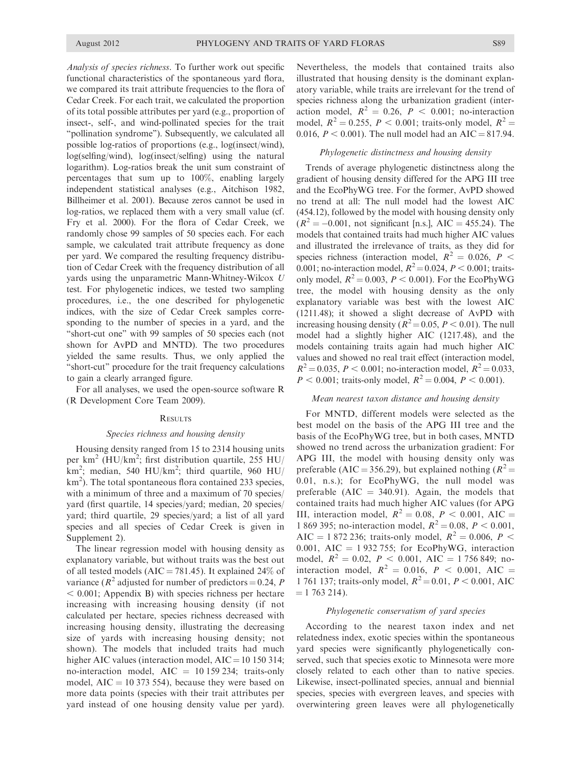*Analysis of species richness*. To further work out specific functional characteristics of the spontaneous yard flora, we compared its trait attribute frequencies to the flora of Cedar Creek. For each trait, we calculated the proportion of its total possible attributes per yard (e.g., proportion of insect-, self-, and wind-pollinated species for the trait "pollination syndrome"). Subsequently, we calculated all possible log-ratios of proportions (e.g., log(insect/wind), log(selfing/wind), log(insect/selfing) using the natural logarithm). Log-ratios break the unit sum constraint of percentages that sum up to 100%, enabling largely independent statistical analyses (e.g., Aitchison 1982, Billheimer et al. 2001). Because zeros cannot be used in log-ratios, we replaced them with a very small value (cf. Fry et al. 2000). For the flora of Cedar Creek, we randomly chose 99 samples of 50 species each. For each sample, we calculated trait attribute frequency as done per yard. We compared the resulting frequency distribution of Cedar Creek with the frequency distribution of all yards using the unparametric Mann-Whitney-Wilcox $U$ test. For phylogenetic indices, we tested two sampling procedures, i.e., the one described for phylogenetic indices, with the size of Cedar Creek samples corresponding to the number of species in a yard, and the "short-cut one" with 99 samples of 50 species each (not shown for AvPD and MNTD). The two procedures yielded the same results. Thus, we only applied the "short-cut" procedure for the trait frequency calculations to gain a clearly arranged figure.

For all analyses, we used the open-source software R (R Development Core Team 2009).

## Results

### Species richness and housing density

Housing density ranged from 15 to 2314 housing units per km$^2$ (HU/km$^2$; first distribution quartile, 255 HU/km$^2$; median, 540 HU/km$^2$; third quartile, 960 HU/km$^2$). The total spontaneous flora contained 233 species, with a minimum of three and a maximum of 70 species/yard (first quartile, 14 species/yard; median, 20 species/yard; third quartile, 29 species/yard; a list of all yard species and all species of Cedar Creek is given in Supplement 2).

The linear regression model with housing density as explanatory variable, but without traits was the best out of all tested models (AIC = 781.45). It explained 24% of variance ($R^2$ adjusted for number of predictors = 0.24, $P < 0.001$; Appendix B) with species richness per hectare increasing with increasing housing density (if not calculated per hectare, species richness decreased with increasing housing density, illustrating the decreasing size of yards with increasing housing density; not shown). The models that included traits had much higher AIC values (interaction model, AIC = 10 150 314; no-interaction model, AIC = 10 159 234; traits-only model, AIC = 10 373 554), because they were based on more data points (species with their trait attributes per yard instead of one housing density value per yard). Nevertheless, the models that contained traits also illustrated that housing density is the dominant explanatory variable, while traits are irrelevant for the trend of species richness along the urbanization gradient (interaction model, $R^2 = 0.26$, $P < 0.001$; no-interaction model, $R^2 = 0.255$, $P < 0.001$; traits-only model, $R^2 = 0.016$, $P < 0.001$). The null model had an AIC = 817.94.

### Phylogenetic distinctness and housing density

Trends of average phylogenetic distinctness along the gradient of housing density differed for the APG III tree and the EcoPhyWG tree. For the former, AvPD showed no trend at all: The null model had the lowest AIC (454.12), followed by the model with housing density only ($R^2 = -0.001$, not significant [n.s.], AIC = 455.24). The models that contained traits had much higher AIC values and illustrated the irrelevance of traits, as they did for species richness (interaction model, $R^2 = 0.026$, $P < 0.001$; no-interaction model, $R^2 = 0.024$, $P < 0.001$; traits-only model, $R^2 = 0.003$, $P < 0.001$). For the EcoPhyWG tree, the model with housing density as the only explanatory variable was best with the lowest AIC (1211.48); it showed a slight decrease of AvPD with increasing housing density ($R^2 = 0.05$, $P < 0.01$). The null model had a slightly higher AIC (1217.48), and the models containing traits again had much higher AIC values and showed no real trait effect (interaction model, $R^2 = 0.035$, $P < 0.001$; no-interaction model, $R^2 = 0.033$, $P < 0.001$; traits-only model, $R^2 = 0.004$, $P < 0.001$).

### Mean nearest taxon distance and housing density

For MNTD, different models were selected as the best model on the basis of the APG III tree and the basis of the EcoPhyWG tree, but in both cases, MNTD showed no trend across the urbanization gradient: For APG III, the model with housing density only was preferable (AIC = 356.29), but explained nothing ($R^2 = 0.01$, n.s.); for EcoPhyWG, the null model was preferable (AIC = 340.91). Again, the models that contained traits had much higher AIC values (for APG III, interaction model, $R^2 = 0.08$, $P < 0.001$, AIC = 1 869 395; no-interaction model, $R^2 = 0.08$, $P < 0.001$, AIC = 1 872 236; traits-only model, $R^2 = 0.006$, $P < 0.001$, AIC = 1 932 755; for EcoPhyWG, interaction model, $R^2 = 0.02$, $P < 0.001$, AIC = 1 756 849; no-interaction model, $R^2 = 0.016$, $P < 0.001$, AIC = 1 761 137; traits-only model, $R^2 = 0.01$, $P < 0.001$, AIC = 1 763 214).

### Phylogenetic conservatism of yard species

According to the nearest taxon index and net relatedness index, exotic species within the spontaneous yard species were significantly phylogenetically conserved, such that species exotic to Minnesota were more closely related to each other than to native species. Likewise, insect-pollinated species, annual and biennial species, species with evergreen leaves, and species with overwintering green leaves were all phylogenetically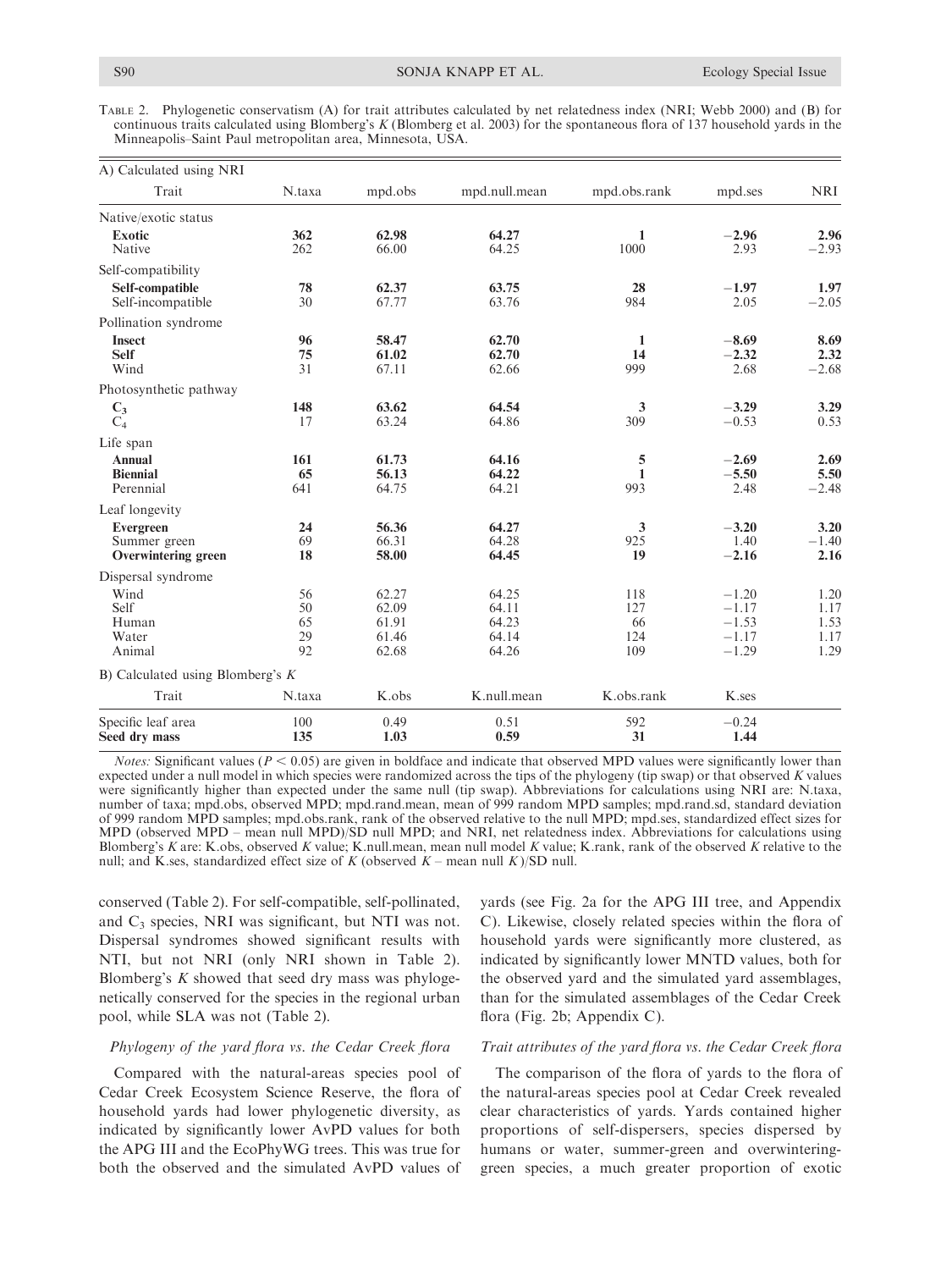TABLE 2. Phylogenetic conservatism (A) for trait attributes calculated by net relatedness index (NRI; Webb 2000) and (B) for continuous traits calculated using Blomberg's $K$ (Blomberg et al. 2003) for the spontaneous flora of 137 household yards in the Minneapolis–Saint Paul metropolitan area, Minnesota, USA.

| A) Calculated using NRI | | | | | | |
|---|---|---|---|---|---|---|
| Trait | N.taxa | mpd.obs | mpd.null.mean | mpd.obs.rank | mpd.ses | NRI |
| Native/exotic status | | | | | | |
| **Exotic** | **362** | **62.98** | **64.27** | **1** | **−2.96** | **2.96** |
| Native | 262 | 66.00 | 64.25 | 1000 | 2.93 | −2.93 |
| Self-compatibility | | | | | | |
| **Self-compatible** | **78** | **62.37** | **63.75** | **28** | **−1.97** | **1.97** |
| Self-incompatible | 30 | 67.77 | 63.76 | 984 | 2.05 | −2.05 |
| Pollination syndrome | | | | | | |
| **Insect** | **96** | **58.47** | **62.70** | **1** | **−8.69** | **8.69** |
| **Self** | **75** | **61.02** | **62.70** | **14** | **−2.32** | **2.32** |
| Wind | 31 | 67.11 | 62.66 | 999 | 2.68 | −2.68 |
| Photosynthetic pathway | | | | | | |
| **$C_3$** | **148** | **63.62** | **64.54** | **3** | **−3.29** | **3.29** |
| $C_4$ | 17 | 63.24 | 64.86 | 309 | −0.53 | 0.53 |
| Life span | | | | | | |
| **Annual** | **161** | **61.73** | **64.16** | **5** | **−2.69** | **2.69** |
| **Biennial** | **65** | **56.13** | **64.22** | **1** | **−5.50** | **5.50** |
| Perennial | 641 | 64.75 | 64.21 | 993 | 2.48 | −2.48 |
| Leaf longevity | | | | | | |
| **Evergreen** | **24** | **56.36** | **64.27** | **3** | **−3.20** | **3.20** |
| Summer green | 69 | 66.31 | 64.28 | 925 | 1.40 | −1.40 |
| **Overwintering green** | **18** | **58.00** | **64.45** | **19** | **−2.16** | **2.16** |
| Dispersal syndrome | | | | | | |
| Wind | 56 | 62.27 | 64.25 | 118 | −1.20 | 1.20 |
| Self | 50 | 62.09 | 64.11 | 127 | −1.17 | 1.17 |
| Human | 65 | 61.91 | 64.23 | 66 | −1.53 | 1.53 |
| Water | 29 | 61.46 | 64.14 | 124 | −1.17 | 1.17 |
| Animal | 92 | 62.68 | 64.26 | 109 | −1.29 | 1.29 |
| B) Calculated using Blomberg's $K$ | | | | | | |
| Trait | N.taxa | K.obs | K.null.mean | K.obs.rank | K.ses | |
| Specific leaf area | 100 | 0.49 | 0.51 | 592 | −0.24 | |
| **Seed dry mass** | **135** | **1.03** | **0.59** | **31** | **1.44** | |

*Notes:* Significant values ($P < 0.05$) are given in boldface and indicate that observed MPD values were significantly lower than expected under a null model in which species were randomized across the tips of the phylogeny (tip swap) or that observed $K$ values were significantly higher than expected under the same null (tip swap). Abbreviations for calculations using NRI are: N.taxa, number of taxa; mpd.obs, observed MPD; mpd.rand.mean, mean of 999 random MPD samples; mpd.rand.sd, standard deviation of 999 random MPD samples; mpd.obs.rank, rank of the observed relative to the null MPD; mpd.ses, standardized effect sizes for MPD (observed MPD – mean null MPD)/SD null MPD; and NRI, net relatedness index. Abbreviations for calculations using Blomberg's $K$ are: K.obs, observed $K$ value; K.null.mean, mean null model $K$ value; K.rank, rank of the observed $K$ relative to the null; and K.ses, standardized effect size of $K$ (observed $K$ – mean null $K$)/SD null.

conserved (Table 2). For self-compatible, self-pollinated, and $C_3$ species, NRI was significant, but NTI was not. Dispersal syndromes showed significant results with NTI, but not NRI (only NRI shown in Table 2). Blomberg's $K$ showed that seed dry mass was phylogenetically conserved for the species in the regional urban pool, while SLA was not (Table 2).

### *Phylogeny of the yard flora vs. the Cedar Creek flora*

Compared with the natural-areas species pool of Cedar Creek Ecosystem Science Reserve, the flora of household yards had lower phylogenetic diversity, as indicated by significantly lower AvPD values for both the APG III and the EcoPhyWG trees. This was true for both the observed and the simulated AvPD values of yards (see Fig. 2a for the APG III tree, and Appendix C). Likewise, closely related species within the flora of household yards were significantly more clustered, as indicated by significantly lower MNTD values, both for the observed yard and the simulated yard assemblages, than for the simulated assemblages of the Cedar Creek flora (Fig. 2b; Appendix C).

### *Trait attributes of the yard flora vs. the Cedar Creek flora*

The comparison of the flora of yards to the flora of the natural-areas species pool at Cedar Creek revealed clear characteristics of yards. Yards contained higher proportions of self-dispersers, species dispersed by humans or water, summer-green and overwintering-green species, a much greater proportion of exotic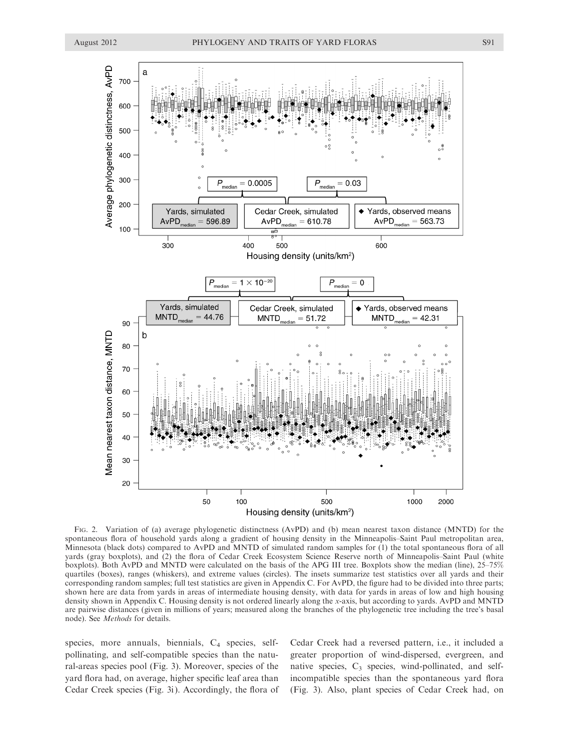Fig. 2. Variation of (a) average phylogenetic distinctness (AvPD) and (b) mean nearest taxon distance (MNTD) for the spontaneous flora of household yards along a gradient of housing density in the Minneapolis–Saint Paul metropolitan area, Minnesota (black dots) compared to AvPD and MNTD of simulated random samples for (1) the total spontaneous flora of all yards (gray boxplots), and (2) the flora of Cedar Creek Ecosystem Science Reserve north of Minneapolis–Saint Paul (white boxplots). Both AvPD and MNTD were calculated on the basis of the APG III tree. Boxplots show the median (line), 25–75% quartiles (boxes), ranges (whiskers), and extreme values (circles). The insets summarize test statistics over all yards and their corresponding random samples; full test statistics are given in Appendix C. For AvPD, the figure had to be divided into three parts; shown here are data from yards in areas of intermediate housing density, with data for yards in areas of low and high housing density shown in Appendix C. Housing density is not ordered linearly along the *x*-axis, but according to yards. AvPD and MNTD are pairwise distances (given in millions of years; measured along the branches of the phylogenetic tree including the tree's basal node). See *Methods* for details.

species, more annuals, biennials, $C_4$ species, self-pollinating, and self-compatible species than the natural-areas species pool (Fig. 3). Moreover, species of the yard flora had, on average, higher specific leaf area than Cedar Creek species (Fig. 3i). Accordingly, the flora of Cedar Creek had a reversed pattern, i.e., it included a greater proportion of wind-dispersed, evergreen, and native species, $C_3$ species, wind-pollinated, and self-incompatible species than the spontaneous yard flora (Fig. 3). Also, plant species of Cedar Creek had, on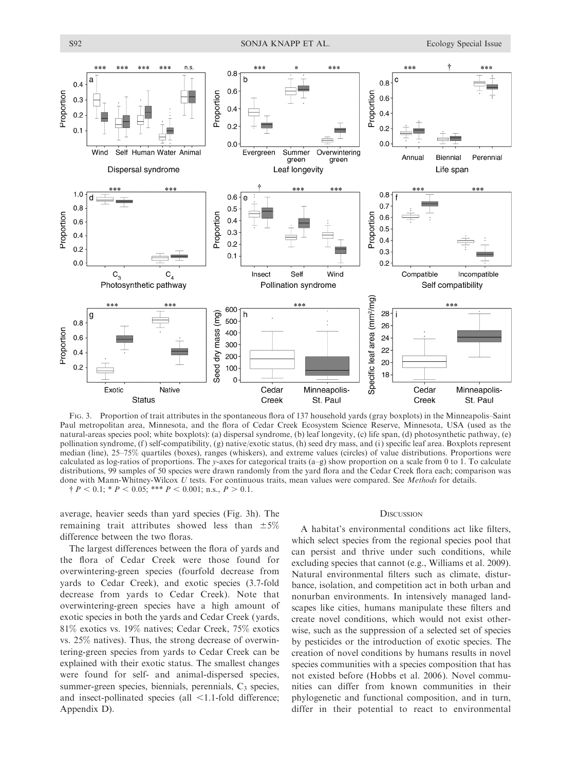FIG. 3. Proportion of trait attributes in the spontaneous flora of 137 household yards (gray boxplots) in the Minneapolis–Saint Paul metropolitan area, Minnesota, and the flora of Cedar Creek Ecosystem Science Reserve, Minnesota, USA (used as the natural-areas species pool; white boxplots): (a) dispersal syndrome, (b) leaf longevity, (c) life span, (d) photosynthetic pathway, (e) pollination syndrome, (f) self-compatibility, (g) native/exotic status, (h) seed dry mass, and (i) specific leaf area. Boxplots represent median (line), 25–75% quartiles (boxes), ranges (whiskers), and extreme values (circles) of value distributions. Proportions were calculated as log-ratios of proportions. The *y*-axes for categorical traits (a–g) show proportion on a scale from 0 to 1. To calculate distributions, 99 samples of 50 species were drawn randomly from the yard flora and the Cedar Creek flora each; comparison was done with Mann-Whitney-Wilcox *U* tests. For continuous traits, mean values were compared. See *Methods* for details.
† $P < 0.1$; * $P < 0.05$; *** $P < 0.001$; n.s., $P > 0.1$.

average, heavier seeds than yard species (Fig. 3h). The remaining trait attributes showed less than ±5% difference between the two floras.

The largest differences between the flora of yards and the flora of Cedar Creek were those found for overwintering-green species (fourfold decrease from yards to Cedar Creek), and exotic species (3.7-fold decrease from yards to Cedar Creek). Note that overwintering-green species have a high amount of exotic species in both the yards and Cedar Creek (yards, 81% exotics vs. 19% natives; Cedar Creek, 75% exotics vs. 25% natives). Thus, the strong decrease of overwintering-green species from yards to Cedar Creek can be explained with their exotic status. The smallest changes were found for self- and animal-dispersed species, summer-green species, biennials, perennials, $C_3$ species, and insect-pollinated species (all <1.1-fold difference; Appendix D).

## DISCUSSION

A habitat's environmental conditions act like filters, which select species from the regional species pool that can persist and thrive under such conditions, while excluding species that cannot (e.g., Williams et al. 2009). Natural environmental filters such as climate, disturbance, isolation, and competition act in both urban and nonurban environments. In intensively managed landscapes like cities, humans manipulate these filters and create novel conditions, which would not exist otherwise, such as the suppression of a selected set of species by pesticides or the introduction of exotic species. The creation of novel conditions by humans results in novel species communities with a species composition that has not existed before (Hobbs et al. 2006). Novel communities can differ from known communities in their phylogenetic and functional composition, and in turn, differ in their potential to react to environmental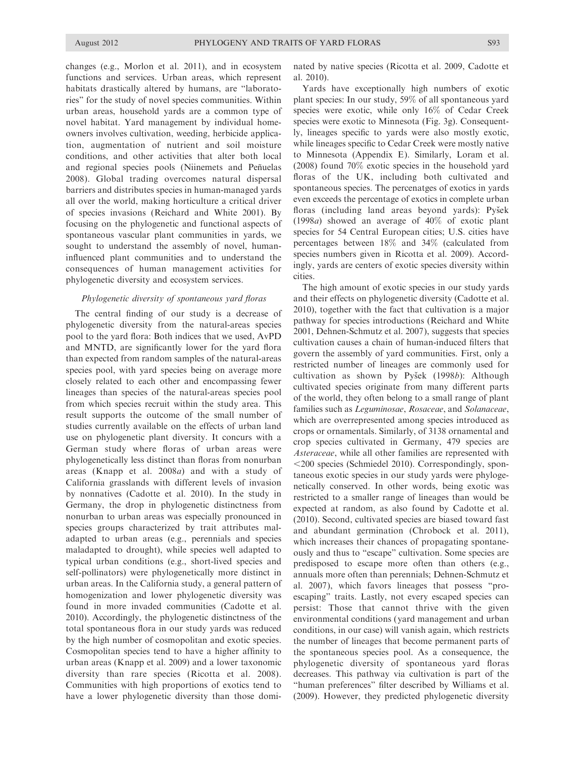changes (e.g., Morlon et al. 2011), and in ecosystem functions and services. Urban areas, which represent habitats drastically altered by humans, are "laboratories" for the study of novel species communities. Within urban areas, household yards are a common type of novel habitat. Yard management by individual homeowners involves cultivation, weeding, herbicide application, augmentation of nutrient and soil moisture conditions, and other activities that alter both local and regional species pools (Niinemets and Peñuelas 2008). Global trading overcomes natural dispersal barriers and distributes species in human-managed yards all over the world, making horticulture a critical driver of species invasions (Reichard and White 2001). By focusing on the phylogenetic and functional aspects of spontaneous vascular plant communities in yards, we sought to understand the assembly of novel, human-influenced plant communities and to understand the consequences of human management activities for phylogenetic diversity and ecosystem services.

### *Phylogenetic diversity of spontaneous yard floras*

The central finding of our study is a decrease of phylogenetic diversity from the natural-areas species pool to the yard flora: Both indices that we used, AvPD and MNTD, are significantly lower for the yard flora than expected from random samples of the natural-areas species pool, with yard species being on average more closely related to each other and encompassing fewer lineages than species of the natural-areas species pool from which species recruit within the study area. This result supports the outcome of the small number of studies currently available on the effects of urban land use on phylogenetic plant diversity. It concurs with a German study where floras of urban areas were phylogenetically less distinct than floras from nonurban areas (Knapp et al. 2008*a*) and with a study of California grasslands with different levels of invasion by nonnatives (Cadotte et al. 2010). In the study in Germany, the drop in phylogenetic distinctness from nonurban to urban areas was especially pronounced in species groups characterized by trait attributes maladapted to urban areas (e.g., perennials and species maladapted to drought), while species well adapted to typical urban conditions (e.g., short-lived species and self-pollinators) were phylogenetically more distinct in urban areas. In the California study, a general pattern of homogenization and lower phylogenetic diversity was found in more invaded communities (Cadotte et al. 2010). Accordingly, the phylogenetic distinctness of the total spontaneous flora in our study yards was reduced by the high number of cosmopolitan and exotic species. Cosmopolitan species tend to have a higher affinity to urban areas (Knapp et al. 2009) and a lower taxonomic diversity than rare species (Ricotta et al. 2008). Communities with high proportions of exotics tend to have a lower phylogenetic diversity than those dominated by native species (Ricotta et al. 2009, Cadotte et al. 2010).

Yards have exceptionally high numbers of exotic plant species: In our study, 59% of all spontaneous yard species were exotic, while only 16% of Cedar Creek species were exotic to Minnesota (Fig. 3g). Consequently, lineages specific to yards were also mostly exotic, while lineages specific to Cedar Creek were mostly native to Minnesota (Appendix E). Similarly, Loram et al. (2008) found 70% exotic species in the household yard floras of the UK, including both cultivated and spontaneous species. The percenatges of exotics in yards even exceeds the percentage of exotics in complete urban floras (including land areas beyond yards): Pyšek (1998*a*) showed an average of 40% of exotic plant species for 54 Central European cities; U.S. cities have percentages between 18% and 34% (calculated from species numbers given in Ricotta et al. 2009). Accordingly, yards are centers of exotic species diversity within cities.

The high amount of exotic species in our study yards and their effects on phylogenetic diversity (Cadotte et al. 2010), together with the fact that cultivation is a major pathway for species introductions (Reichard and White 2001, Dehnen-Schmutz et al. 2007), suggests that species cultivation causes a chain of human-induced filters that govern the assembly of yard communities. First, only a restricted number of lineages are commonly used for cultivation as shown by Pyšek (1998*b*): Although cultivated species originate from many different parts of the world, they often belong to a small range of plant families such as *Leguminosae*, *Rosaceae*, and *Solanaceae*, which are overrepresented among species introduced as crops or ornamentals. Similarly, of 3138 ornamental and crop species cultivated in Germany, 479 species are *Asteraceae*, while all other families are represented with <200 species (Schmiedel 2010). Correspondingly, spontaneous exotic species in our study yards were phylogenetically conserved. In other words, being exotic was restricted to a smaller range of lineages than would be expected at random, as also found by Cadotte et al. (2010). Second, cultivated species are biased toward fast and abundant germination (Chrobock et al. 2011), which increases their chances of propagating spontaneously and thus to "escape" cultivation. Some species are predisposed to escape more often than others (e.g., annuals more often than perennials; Dehnen-Schmutz et al. 2007), which favors lineages that possess "pro-escaping" traits. Lastly, not every escaped species can persist: Those that cannot thrive with the given environmental conditions (yard management and urban conditions, in our case) will vanish again, which restricts the number of lineages that become permanent parts of the spontaneous species pool. As a consequence, the phylogenetic diversity of spontaneous yard floras decreases. This pathway via cultivation is part of the "human preferences" filter described by Williams et al. (2009). However, they predicted phylogenetic diversity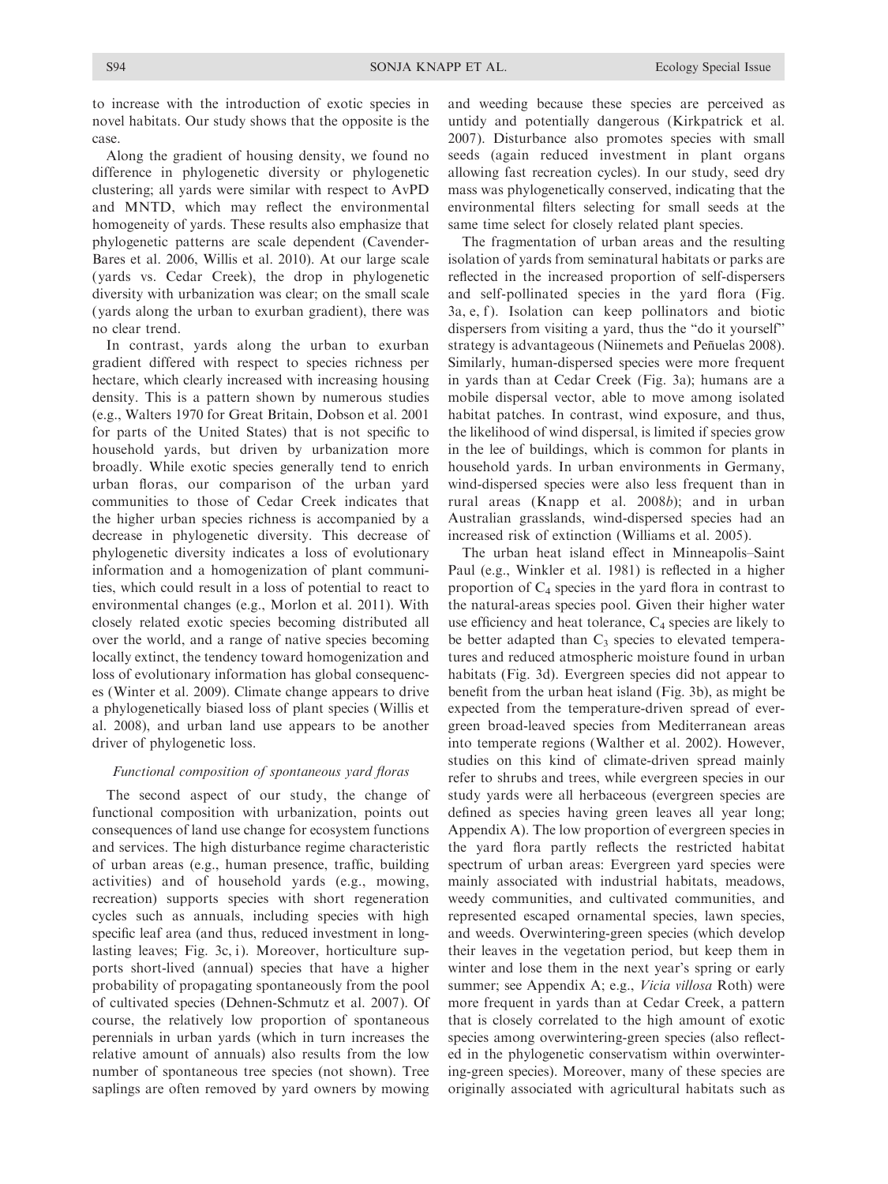to increase with the introduction of exotic species in novel habitats. Our study shows that the opposite is the case.

Along the gradient of housing density, we found no difference in phylogenetic diversity or phylogenetic clustering; all yards were similar with respect to AvPD and MNTD, which may reflect the environmental homogeneity of yards. These results also emphasize that phylogenetic patterns are scale dependent (Cavender-Bares et al. 2006, Willis et al. 2010). At our large scale (yards vs. Cedar Creek), the drop in phylogenetic diversity with urbanization was clear; on the small scale (yards along the urban to exurban gradient), there was no clear trend.

In contrast, yards along the urban to exurban gradient differed with respect to species richness per hectare, which clearly increased with increasing housing density. This is a pattern shown by numerous studies (e.g., Walters 1970 for Great Britain, Dobson et al. 2001 for parts of the United States) that is not specific to household yards, but driven by urbanization more broadly. While exotic species generally tend to enrich urban floras, our comparison of the urban yard communities to those of Cedar Creek indicates that the higher urban species richness is accompanied by a decrease in phylogenetic diversity. This decrease of phylogenetic diversity indicates a loss of evolutionary information and a homogenization of plant communities, which could result in a loss of potential to react to environmental changes (e.g., Morlon et al. 2011). With closely related exotic species becoming distributed all over the world, and a range of native species becoming locally extinct, the tendency toward homogenization and loss of evolutionary information has global consequences (Winter et al. 2009). Climate change appears to drive a phylogenetically biased loss of plant species (Willis et al. 2008), and urban land use appears to be another driver of phylogenetic loss.

### *Functional composition of spontaneous yard floras*

The second aspect of our study, the change of functional composition with urbanization, points out consequences of land use change for ecosystem functions and services. The high disturbance regime characteristic of urban areas (e.g., human presence, traffic, building activities) and of household yards (e.g., mowing, recreation) supports species with short regeneration cycles such as annuals, including species with high specific leaf area (and thus, reduced investment in long-lasting leaves; Fig. 3c, i). Moreover, horticulture supports short-lived (annual) species that have a higher probability of propagating spontaneously from the pool of cultivated species (Dehnen-Schmutz et al. 2007). Of course, the relatively low proportion of spontaneous perennials in urban yards (which in turn increases the relative amount of annuals) also results from the low number of spontaneous tree species (not shown). Tree saplings are often removed by yard owners by mowing and weeding because these species are perceived as untidy and potentially dangerous (Kirkpatrick et al. 2007). Disturbance also promotes species with small seeds (again reduced investment in plant organs allowing fast recreation cycles). In our study, seed dry mass was phylogenetically conserved, indicating that the environmental filters selecting for small seeds at the same time select for closely related plant species.

The fragmentation of urban areas and the resulting isolation of yards from seminatural habitats or parks are reflected in the increased proportion of self-dispersers and self-pollinated species in the yard flora (Fig. 3a, e, f). Isolation can keep pollinators and biotic dispersers from visiting a yard, thus the "do it yourself" strategy is advantageous (Niinemets and Peñuelas 2008). Similarly, human-dispersed species were more frequent in yards than at Cedar Creek (Fig. 3a); humans are a mobile dispersal vector, able to move among isolated habitat patches. In contrast, wind exposure, and thus, the likelihood of wind dispersal, is limited if species grow in the lee of buildings, which is common for plants in household yards. In urban environments in Germany, wind-dispersed species were also less frequent than in rural areas (Knapp et al. 2008*b*); and in urban Australian grasslands, wind-dispersed species had an increased risk of extinction (Williams et al. 2005).

The urban heat island effect in Minneapolis–Saint Paul (e.g., Winkler et al. 1981) is reflected in a higher proportion of $C_4$ species in the yard flora in contrast to the natural-areas species pool. Given their higher water use efficiency and heat tolerance, $C_4$ species are likely to be better adapted than $C_3$ species to elevated temperatures and reduced atmospheric moisture found in urban habitats (Fig. 3d). Evergreen species did not appear to benefit from the urban heat island (Fig. 3b), as might be expected from the temperature-driven spread of evergreen broad-leaved species from Mediterranean areas into temperate regions (Walther et al. 2002). However, studies on this kind of climate-driven spread mainly refer to shrubs and trees, while evergreen species in our study yards were all herbaceous (evergreen species are defined as species having green leaves all year long; Appendix A). The low proportion of evergreen species in the yard flora partly reflects the restricted habitat spectrum of urban areas: Evergreen yard species were mainly associated with industrial habitats, meadows, weedy communities, and cultivated communities, and represented escaped ornamental species, lawn species, and weeds. Overwintering-green species (which develop their leaves in the vegetation period, but keep them in winter and lose them in the next year's spring or early summer; see Appendix A; e.g., *Vicia villosa* Roth) were more frequent in yards than at Cedar Creek, a pattern that is closely correlated to the high amount of exotic species among overwintering-green species (also reflected in the phylogenetic conservatism within overwintering-green species). Moreover, many of these species are originally associated with agricultural habitats such as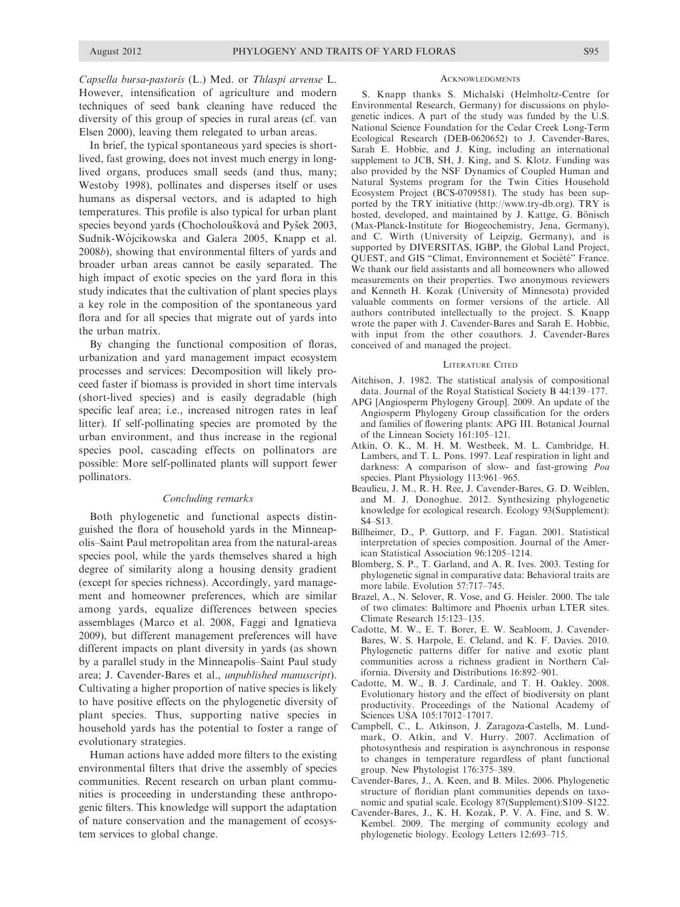*Capsella bursa-pastoris* (L.) Med. or *Thlaspi arvense* L. However, intensification of agriculture and modern techniques of seed bank cleaning have reduced the diversity of this group of species in rural areas (cf. van Elsen 2000), leaving them relegated to urban areas.

In brief, the typical spontaneous yard species is short-lived, fast growing, does not invest much energy in long-lived organs, produces small seeds (and thus, many; Westoby 1998), pollinates and disperses itself or uses humans as dispersal vectors, and is adapted to high temperatures. This profile is also typical for urban plant species beyond yards (Chocholoušková and Pyšek 2003, Sudnik-Wójcikowska and Galera 2005, Knapp et al. 2008*b*), showing that environmental filters of yards and broader urban areas cannot be easily separated. The high impact of exotic species on the yard flora in this study indicates that the cultivation of plant species plays a key role in the composition of the spontaneous yard flora and for all species that migrate out of yards into the urban matrix.

By changing the functional composition of floras, urbanization and yard management impact ecosystem processes and services: Decomposition will likely proceed faster if biomass is provided in short time intervals (short-lived species) and is easily degradable (high specific leaf area; i.e., increased nitrogen rates in leaf litter). If self-pollinating species are promoted by the urban environment, and thus increase in the regional species pool, cascading effects on pollinators are possible: More self-pollinated plants will support fewer pollinators.

### *Concluding remarks*

Both phylogenetic and functional aspects distinguished the flora of household yards in the Minneapolis–Saint Paul metropolitan area from the natural-areas species pool, while the yards themselves shared a high degree of similarity along a housing density gradient (except for species richness). Accordingly, yard management and homeowner preferences, which are similar among yards, equalize differences between species assemblages (Marco et al. 2008, Faggi and Ignatieva 2009), but different management preferences will have different impacts on plant diversity in yards (as shown by a parallel study in the Minneapolis–Saint Paul study area; J. Cavender-Bares et al., *unpublished manuscript*). Cultivating a higher proportion of native species is likely to have positive effects on the phylogenetic diversity of plant species. Thus, supporting native species in household yards has the potential to foster a range of evolutionary strategies.

Human actions have added more filters to the existing environmental filters that drive the assembly of species communities. Recent research on urban plant communities is proceeding in understanding these anthropogenic filters. This knowledge will support the adaptation of nature conservation and the management of ecosystem services to global change.

## Acknowledgments

S. Knapp thanks S. Michalski (Helmholtz-Centre for Environmental Research, Germany) for discussions on phylogenetic indices. A part of the study was funded by the U.S. National Science Foundation for the Cedar Creek Long-Term Ecological Research (DEB-0620652) to J. Cavender-Bares, Sarah E. Hobbie, and J. King, including an international supplement to JCB, SH, J. King, and S. Klotz. Funding was also provided by the NSF Dynamics of Coupled Human and Natural Systems program for the Twin Cities Household Ecosystem Project (BCS-0709581). The study has been supported by the TRY initiative (http://www.try-db.org). TRY is hosted, developed, and maintained by J. Kattge, G. Bönisch (Max-Planck-Institute for Biogeochemistry, Jena, Germany), and C. Wirth (University of Leipzig, Germany), and is supported by DIVERSITAS, IGBP, the Global Land Project, QUEST, and GIS "Climat, Environnement et Société" France. We thank our field assistants and all homeowners who allowed measurements on their properties. Two anonymous reviewers and Kenneth H. Kozak (University of Minnesota) provided valuable comments on former versions of the article. All authors contributed intellectually to the project. S. Knapp wrote the paper with J. Cavender-Bares and Sarah E. Hobbie, with input from the other coauthors. J. Cavender-Bares conceived of and managed the project.

## Literature Cited

Aitchison, J. 1982. The statistical analysis of compositional data. Journal of the Royal Statistical Society B 44:139–177.

APG [Angiosperm Phylogeny Group]. 2009. An update of the Angiosperm Phylogeny Group classification for the orders and families of flowering plants: APG III. Botanical Journal of the Linnean Society 161:105–121.

Atkin, O. K., M. H. M. Westbeek, M. L. Cambridge, H. Lambers, and T. L. Pons. 1997. Leaf respiration in light and darkness: A comparison of slow- and fast-growing *Poa* species. Plant Physiology 113:961–965.

Beaulieu, J. M., R. H. Ree, J. Cavender-Bares, G. D. Weiblen, and M. J. Donoghue. 2012. Synthesizing phylogenetic knowledge for ecological research. Ecology 93(Supplement): S4–S13.

Billheimer, D., P. Guttorp, and F. Fagan. 2001. Statistical interpretation of species composition. Journal of the American Statistical Association 96:1205–1214.

Blomberg, S. P., T. Garland, and A. R. Ives. 2003. Testing for phylogenetic signal in comparative data: Behavioral traits are more labile. Evolution 57:717–745.

Brazel, A., N. Selover, R. Vose, and G. Heisler. 2000. The tale of two climates: Baltimore and Phoenix urban LTER sites. Climate Research 15:123–135.

Cadotte, M. W., E. T. Borer, E. W. Seabloom, J. Cavender-Bares, W. S. Harpole, E. Cleland, and K. F. Davies. 2010. Phylogenetic patterns differ for native and exotic plant communities across a richness gradient in Northern California. Diversity and Distributions 16:892–901.

Cadotte, M. W., B. J. Cardinale, and T. H. Oakley. 2008. Evolutionary history and the effect of biodiversity on plant productivity. Proceedings of the National Academy of Sciences USA 105:17012–17017.

Campbell, C., L. Atkinson, J. Zaragoza-Castells, M. Lundmark, O. Atkin, and V. Hurry. 2007. Acclimation of photosynthesis and respiration is asynchronous in response to changes in temperature regardless of plant functional group. New Phytologist 176:375–389.

Cavender-Bares, J., A. Keen, and B. Miles. 2006. Phylogenetic structure of floridian plant communities depends on taxonomic and spatial scale. Ecology 87(Supplement):S109–S122.

Cavender-Bares, J., K. H. Kozak, P. V. A. Fine, and S. W. Kembel. 2009. The merging of community ecology and phylogenetic biology. Ecology Letters 12:693–715.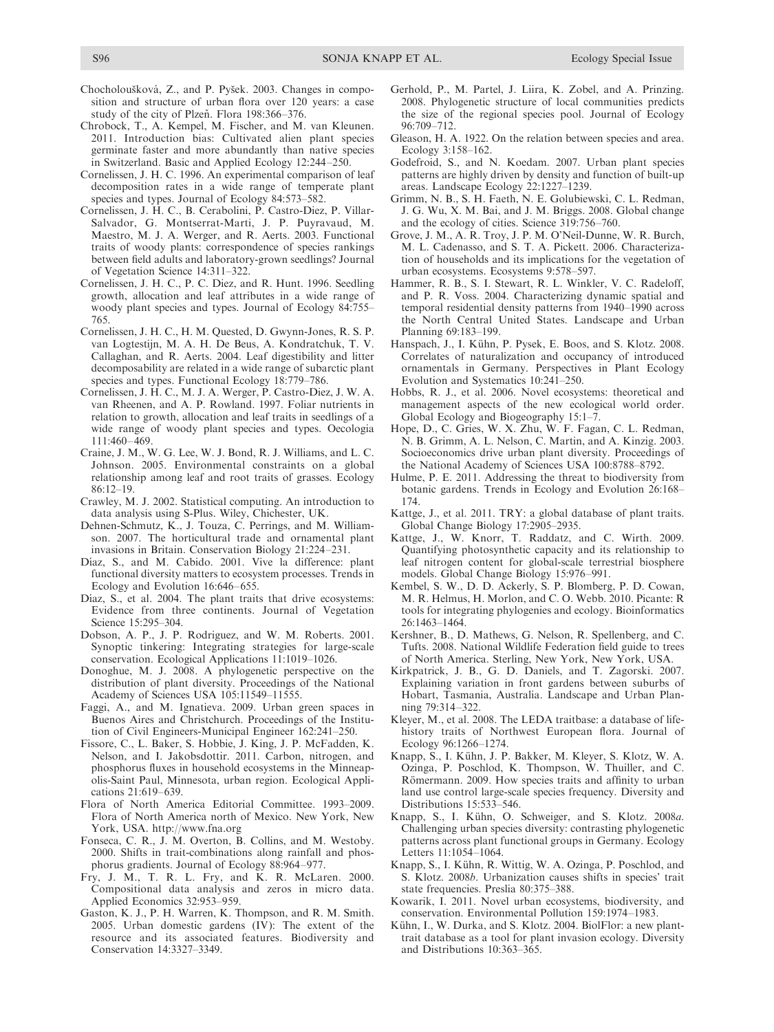Chocholoušková, Z., and P. Pyšek. 2003. Changes in composition and structure of urban flora over 120 years: a case study of the city of Plzeň. Flora 198:366–376.

Chrobock, T., A. Kempel, M. Fischer, and M. van Kleunen. 2011. Introduction bias: Cultivated alien plant species germinate faster and more abundantly than native species in Switzerland. Basic and Applied Ecology 12:244–250.

Cornelissen, J. H. C. 1996. An experimental comparison of leaf decomposition rates in a wide range of temperate plant species and types. Journal of Ecology 84:573–582.

Cornelissen, J. H. C., B. Cerabolini, P. Castro-Diez, P. Villar-Salvador, G. Montserrat-Marti, J. P. Puyravaud, M. Maestro, M. J. A. Werger, and R. Aerts. 2003. Functional traits of woody plants: correspondence of species rankings between field adults and laboratory-grown seedlings? Journal of Vegetation Science 14:311–322.

Cornelissen, J. H. C., P. C. Diez, and R. Hunt. 1996. Seedling growth, allocation and leaf attributes in a wide range of woody plant species and types. Journal of Ecology 84:755–765.

Cornelissen, J. H. C., H. M. Quested, D. Gwynn-Jones, R. S. P. van Logtestijn, M. A. H. De Beus, A. Kondratchuk, T. V. Callaghan, and R. Aerts. 2004. Leaf digestibility and litter decomposability are related in a wide range of subarctic plant species and types. Functional Ecology 18:779–786.

Cornelissen, J. H. C., M. J. A. Werger, P. Castro-Diez, J. W. A. van Rheenen, and A. P. Rowland. 1997. Foliar nutrients in relation to growth, allocation and leaf traits in seedlings of a wide range of woody plant species and types. Oecologia 111:460–469.

Craine, J. M., W. G. Lee, W. J. Bond, R. J. Williams, and L. C. Johnson. 2005. Environmental constraints on a global relationship among leaf and root traits of grasses. Ecology 86:12–19.

Crawley, M. J. 2002. Statistical computing. An introduction to data analysis using S-Plus. Wiley, Chichester, UK.

Dehnen-Schmutz, K., J. Touza, C. Perrings, and M. Williamson. 2007. The horticultural trade and ornamental plant invasions in Britain. Conservation Biology 21:224–231.

Díaz, S., and M. Cabido. 2001. Vive la difference: plant functional diversity matters to ecosystem processes. Trends in Ecology and Evolution 16:646–655.

Díaz, S., et al. 2004. The plant traits that drive ecosystems: Evidence from three continents. Journal of Vegetation Science 15:295–304.

Dobson, A. P., J. P. Rodriguez, and W. M. Roberts. 2001. Synoptic tinkering: Integrating strategies for large-scale conservation. Ecological Applications 11:1019–1026.

Donoghue, M. J. 2008. A phylogenetic perspective on the distribution of plant diversity. Proceedings of the National Academy of Sciences USA 105:11549–11555.

Faggi, A., and M. Ignatieva. 2009. Urban green spaces in Buenos Aires and Christchurch. Proceedings of the Institution of Civil Engineers-Municipal Engineer 162:241–250.

Fissore, C., L. Baker, S. Hobbie, J. King, J. P. McFadden, K. Nelson, and I. Jakobsdottir. 2011. Carbon, nitrogen, and phosphorus fluxes in household ecosystems in the Minneapolis-Saint Paul, Minnesota, urban region. Ecological Applications 21:619–639.

Flora of North America Editorial Committee. 1993–2009. Flora of North America north of Mexico. New York, New York, USA. http://www.fna.org

Fonseca, C. R., J. M. Overton, B. Collins, and M. Westoby. 2000. Shifts in trait-combinations along rainfall and phosphorus gradients. Journal of Ecology 88:964–977.

Fry, J. M., T. R. L. Fry, and K. R. McLaren. 2000. Compositional data analysis and zeros in micro data. Applied Economics 32:953–959.

Gaston, K. J., P. H. Warren, K. Thompson, and R. M. Smith. 2005. Urban domestic gardens (IV): The extent of the resource and its associated features. Biodiversity and Conservation 14:3327–3349.

Gerhold, P., M. Partel, J. Liira, K. Zobel, and A. Prinzing. 2008. Phylogenetic structure of local communities predicts the size of the regional species pool. Journal of Ecology 96:709–712.

Gleason, H. A. 1922. On the relation between species and area. Ecology 3:158–162.

Godefroid, S., and N. Koedam. 2007. Urban plant species patterns are highly driven by density and function of built-up areas. Landscape Ecology 22:1227–1239.

Grimm, N. B., S. H. Faeth, N. E. Golubiewski, C. L. Redman, J. G. Wu, X. M. Bai, and J. M. Briggs. 2008. Global change and the ecology of cities. Science 319:756–760.

Grove, J. M., A. R. Troy, J. P. M. O'Neil-Dunne, W. R. Burch, M. L. Cadenasso, and S. T. A. Pickett. 2006. Characterization of households and its implications for the vegetation of urban ecosystems. Ecosystems 9:578–597.

Hammer, R. B., S. I. Stewart, R. L. Winkler, V. C. Radeloff, and P. R. Voss. 2004. Characterizing dynamic spatial and temporal residential density patterns from 1940–1990 across the North Central United States. Landscape and Urban Planning 69:183–199.

Hanspach, J., I. Kühn, P. Pysek, E. Boos, and S. Klotz. 2008. Correlates of naturalization and occupancy of introduced ornamentals in Germany. Perspectives in Plant Ecology Evolution and Systematics 10:241–250.

Hobbs, R. J., et al. 2006. Novel ecosystems: theoretical and management aspects of the new ecological world order. Global Ecology and Biogeography 15:1–7.

Hope, D., C. Gries, W. X. Zhu, W. F. Fagan, C. L. Redman, N. B. Grimm, A. L. Nelson, C. Martin, and A. Kinzig. 2003. Socioeconomics drive urban plant diversity. Proceedings of the National Academy of Sciences USA 100:8788–8792.

Hulme, P. E. 2011. Addressing the threat to biodiversity from botanic gardens. Trends in Ecology and Evolution 26:168–174.

Kattge, J., et al. 2011. TRY: a global database of plant traits. Global Change Biology 17:2905–2935.

Kattge, J., W. Knorr, T. Raddatz, and C. Wirth. 2009. Quantifying photosynthetic capacity and its relationship to leaf nitrogen content for global-scale terrestrial biosphere models. Global Change Biology 15:976–991.

Kembel, S. W., D. D. Ackerly, S. P. Blomberg, P. D. Cowan, M. R. Helmus, H. Morlon, and C. O. Webb. 2010. Picante: R tools for integrating phylogenies and ecology. Bioinformatics 26:1463–1464.

Kershner, B., D. Mathews, G. Nelson, R. Spellenberg, and C. Tufts. 2008. National Wildlife Federation field guide to trees of North America. Sterling, New York, New York, USA.

Kirkpatrick, J. B., G. D. Daniels, and T. Zagorski. 2007. Explaining variation in front gardens between suburbs of Hobart, Tasmania, Australia. Landscape and Urban Planning 79:314–322.

Kleyer, M., et al. 2008. The LEDA traitbase: a database of life-history traits of Northwest European flora. Journal of Ecology 96:1266–1274.

Knapp, S., I. Kühn, J. P. Bakker, M. Kleyer, S. Klotz, W. A. Ozinga, P. Poschlod, K. Thompson, W. Thuiller, and C. Römermann. 2009. How species traits and affinity to urban land use control large-scale species frequency. Diversity and Distributions 15:533–546.

Knapp, S., I. Kühn, O. Schweiger, and S. Klotz. 2008*a*. Challenging urban species diversity: contrasting phylogenetic patterns across plant functional groups in Germany. Ecology Letters 11:1054–1064.

Knapp, S., I. Kühn, R. Wittig, W. A. Ozinga, P. Poschlod, and S. Klotz. 2008*b*. Urbanization causes shifts in species' trait state frequencies. Preslia 80:375–388.

Kowarik, I. 2011. Novel urban ecosystems, biodiversity, and conservation. Environmental Pollution 159:1974–1983.

Kühn, I., W. Durka, and S. Klotz. 2004. BiolFlor: a new plant-trait database as a tool for plant invasion ecology. Diversity and Distributions 10:363–365.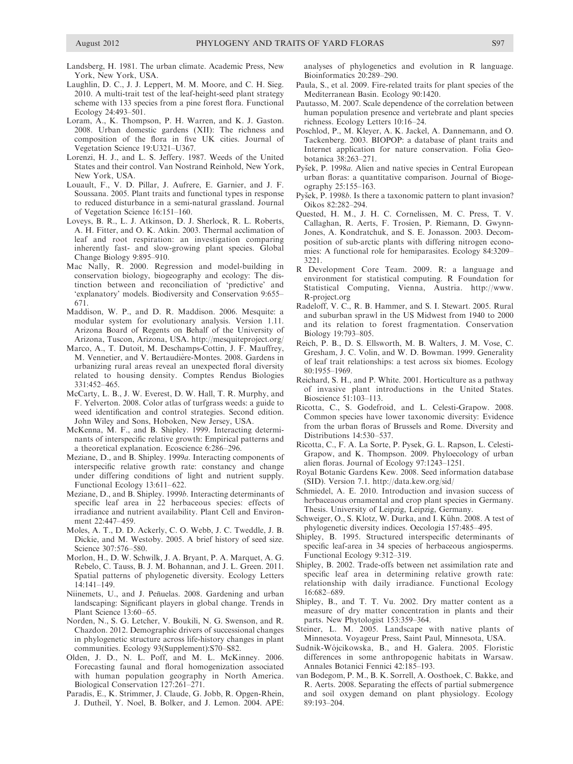Landsberg, H. 1981. The urban climate. Academic Press, New York, New York, USA.

Laughlin, D. C., J. J. Leppert, M. M. Moore, and C. H. Sieg. 2010. A multi-trait test of the leaf-height-seed plant strategy scheme with 133 species from a pine forest flora. Functional Ecology 24:493–501.

Loram, A., K. Thompson, P. H. Warren, and K. J. Gaston. 2008. Urban domestic gardens (XII): The richness and composition of the flora in five UK cities. Journal of Vegetation Science 19:U321–U367.

Lorenzi, H. J., and L. S. Jeffery. 1987. Weeds of the United States and their control. Van Nostrand Reinhold, New York, New York, USA.

Louault, F., V. D. Pillar, J. Aufrere, E. Garnier, and J. F. Soussana. 2005. Plant traits and functional types in response to reduced disturbance in a semi-natural grassland. Journal of Vegetation Science 16:151–160.

Loveys, B. R., L. J. Atkinson, D. J. Sherlock, R. L. Roberts, A. H. Fitter, and O. K. Atkin. 2003. Thermal acclimation of leaf and root respiration: an investigation comparing inherently fast- and slow-growing plant species. Global Change Biology 9:895–910.

Mac Nally, R. 2000. Regression and model-building in conservation biology, biogeography and ecology: The distinction between and reconciliation of 'predictive' and 'explanatory' models. Biodiversity and Conservation 9:655–671.

Maddison, W. P., and D. R. Maddison. 2006. Mesquite: a modular system for evolutionary analysis. Version 1.11. Arizona Board of Regents on Behalf of the University of Arizona, Tuscon, Arizona, USA. http://mesquiteproject.org/

Marco, A., T. Dutoit, M. Deschamps-Cottin, J. F. Mauffrey, M. Vennetier, and V. Bertaudière-Montes. 2008. Gardens in urbanizing rural areas reveal an unexpected floral diversity related to housing density. Comptes Rendus Biologies 331:452–465.

McCarty, L. B., J. W. Everest, D. W. Hall, T. R. Murphy, and F. Yelverton. 2008. Color atlas of turfgrass weeds: a guide to weed identification and control strategies. Second edition. John Wiley and Sons, Hoboken, New Jersey, USA.

McKenna, M. F., and B. Shipley. 1999. Interacting determinants of interspecific relative growth: Empirical patterns and a theoretical explanation. Ecoscience 6:286–296.

Meziane, D., and B. Shipley. 1999a. Interacting components of interspecific relative growth rate: constancy and change under differing conditions of light and nutrient supply. Functional Ecology 13:611–622.

Meziane, D., and B. Shipley. 1999b. Interacting determinants of specific leaf area in 22 herbaceous species: effects of irradiance and nutrient availability. Plant Cell and Environment 22:447–459.

Moles, A. T., D. D. Ackerly, C. O. Webb, J. C. Tweddle, J. B. Dickie, and M. Westoby. 2005. A brief history of seed size. Science 307:576–580.

Morlon, H., D. W. Schwilk, J. A. Bryant, P. A. Marquet, A. G. Rebelo, C. Tauss, B. J. M. Bohannan, and J. L. Green. 2011. Spatial patterns of phylogenetic diversity. Ecology Letters 14:141–149.

Niinemets, U., and J. Peñuelas. 2008. Gardening and urban landscaping: Significant players in global change. Trends in Plant Science 13:60–65.

Norden, N., S. G. Letcher, V. Boukili, N. G. Swenson, and R. Chazdon. 2012. Demographic drivers of successional changes in phylogenetic structure across life-history changes in plant communities. Ecology 93(Supplement):S70–S82.

Olden, J. D., N. L. Poff, and M. L. McKinney. 2006. Forecasting faunal and floral homogenization associated with human population geography in North America. Biological Conservation 127:261–271.

Paradis, E., K. Strimmer, J. Claude, G. Jobb, R. Opgen-Rhein, J. Dutheil, Y. Noel, B. Bolker, and J. Lemon. 2004. APE: analyses of phylogenetics and evolution in R language. Bioinformatics 20:289–290.

Paula, S., et al. 2009. Fire-related traits for plant species of the Mediterranean Basin. Ecology 90:1420.

Pautasso, M. 2007. Scale dependence of the correlation between human population presence and vertebrate and plant species richness. Ecology Letters 10:16–24.

Poschlod, P., M. Kleyer, A. K. Jackel, A. Dannemann, and O. Tackenberg. 2003. BIOPOP: a database of plant traits and Internet application for nature conservation. Folia Geobotanica 38:263–271.

Pyšek, P. 1998a. Alien and native species in Central European urban floras: a quantitative comparison. Journal of Biogeography 25:155–163.

Pyšek, P. 1998b. Is there a taxonomic pattern to plant invasion? Oikos 82:282–294.

Quested, H. M., J. H. C. Cornelissen, M. C. Press, T. V. Callaghan, R. Aerts, F. Trosien, P. Riemann, D. Gwynn-Jones, A. Kondratchuk, and S. E. Jonasson. 2003. Decomposition of sub-arctic plants with differing nitrogen economies: A functional role for hemiparasites. Ecology 84:3209–3221.

R Development Core Team. 2009. R: a language and environment for statistical computing. R Foundation for Statistical Computing, Vienna, Austria. http://www.R-project.org

Radeloff, V. C., R. B. Hammer, and S. I. Stewart. 2005. Rural and suburban sprawl in the US Midwest from 1940 to 2000 and its relation to forest fragmentation. Conservation Biology 19:793–805.

Reich, P. B., D. S. Ellsworth, M. B. Walters, J. M. Vose, C. Gresham, J. C. Volin, and W. D. Bowman. 1999. Generality of leaf trait relationships: a test across six biomes. Ecology 80:1955–1969.

Reichard, S. H., and P. White. 2001. Horticulture as a pathway of invasive plant introductions in the United States. Bioscience 51:103–113.

Ricotta, C., S. Godefroid, and L. Celesti-Grapow. 2008. Common species have lower taxonomic diversity: Evidence from the urban floras of Brussels and Rome. Diversity and Distributions 14:530–537.

Ricotta, C., F. A. La Sorte, P. Pysek, G. L. Rapson, L. Celesti-Grapow, and K. Thompson. 2009. Phyloecology of urban alien floras. Journal of Ecology 97:1243–1251.

Royal Botanic Gardens Kew. 2008. Seed information database (SID). Version 7.1. http://data.kew.org/sid/

Schmiedel, A. E. 2010. Introduction and invasion success of herbaceous ornamental and crop plant species in Germany. Thesis. University of Leipzig, Leipzig, Germany.

Schweiger, O., S. Klotz, W. Durka, and I. Kühn. 2008. A test of phylogenetic diversity indices. Oecologia 157:485–495.

Shipley, B. 1995. Structured interspecific determinants of specific leaf-area in 34 species of herbaceous angiosperms. Functional Ecology 9:312–319.

Shipley, B. 2002. Trade-offs between net assimilation rate and specific leaf area in determining relative growth rate: relationship with daily irradiance. Functional Ecology 16:682–689.

Shipley, B., and T. T. Vu. 2002. Dry matter content as a measure of dry matter concentration in plants and their parts. New Phytologist 153:359–364.

Steiner, L. M. 2005. Landscape with native plants of Minnesota. Voyageur Press, Saint Paul, Minnesota, USA.

Sudnik-Wójcikowska, B., and H. Galera. 2005. Floristic differences in some anthropogenic habitats in Warsaw. Annales Botanici Fennici 42:185–193.

van Bodegom, P. M., B. K. Sorrell, A. Oosthoek, C. Bakke, and R. Aerts. 2008. Separating the effects of partial submergence and soil oxygen demand on plant physiology. Ecology 89:193–204.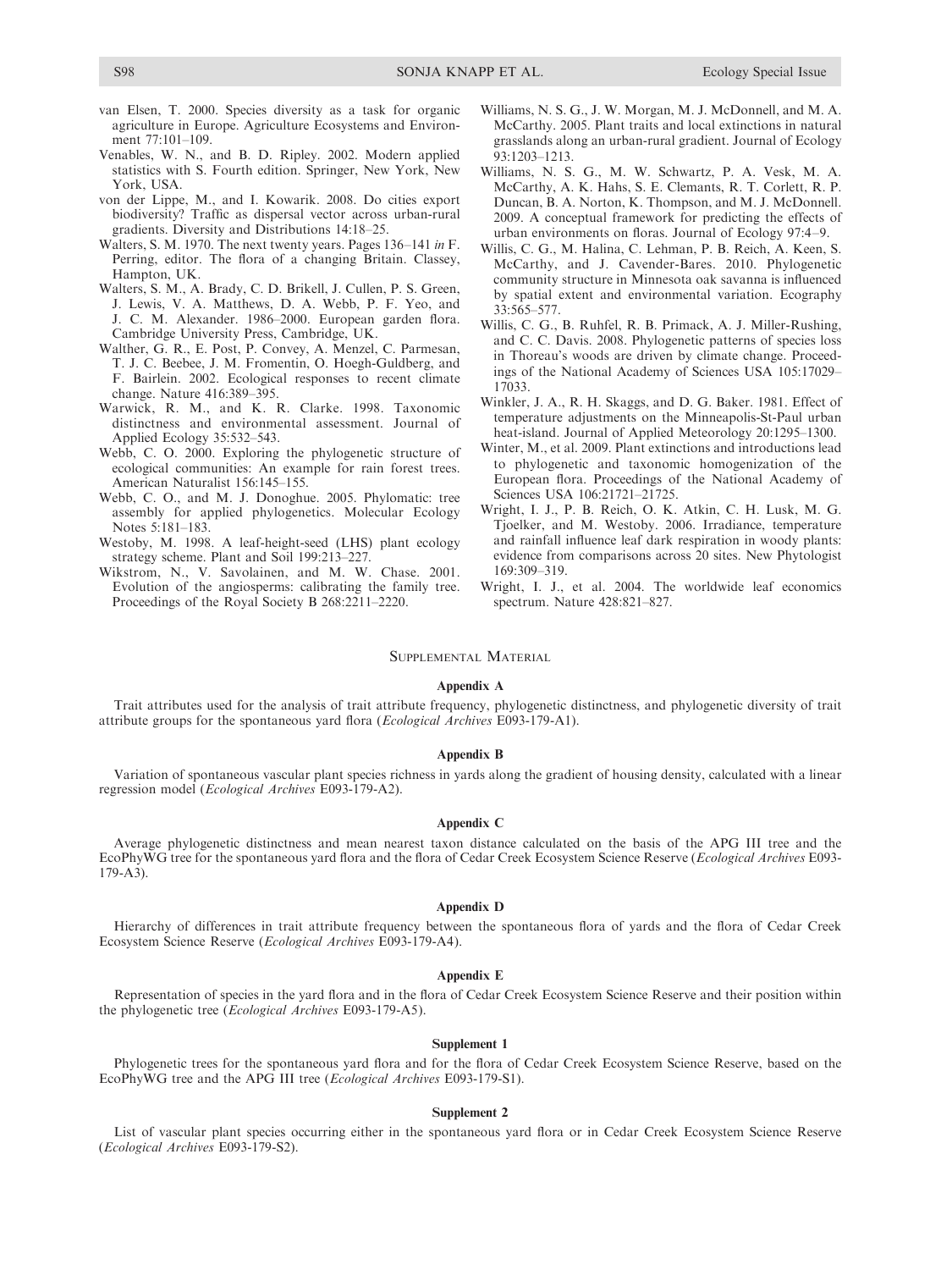van Elsen, T. 2000. Species diversity as a task for organic agriculture in Europe. Agriculture Ecosystems and Environment 77:101–109.

Venables, W. N., and B. D. Ripley. 2002. Modern applied statistics with S. Fourth edition. Springer, New York, New York, USA.

von der Lippe, M., and I. Kowarik. 2008. Do cities export biodiversity? Traffic as dispersal vector across urban-rural gradients. Diversity and Distributions 14:18–25.

Walters, S. M. 1970. The next twenty years. Pages 136–141 *in* F. Perring, editor. The flora of a changing Britain. Classey, Hampton, UK.

Walters, S. M., A. Brady, C. D. Brikell, J. Cullen, P. S. Green, J. Lewis, V. A. Matthews, D. A. Webb, P. F. Yeo, and J. C. M. Alexander. 1986–2000. European garden flora. Cambridge University Press, Cambridge, UK.

Walther, G. R., E. Post, P. Convey, A. Menzel, C. Parmesan, T. J. C. Beebee, J. M. Fromentin, O. Hoegh-Guldberg, and F. Bairlein. 2002. Ecological responses to recent climate change. Nature 416:389–395.

Warwick, R. M., and K. R. Clarke. 1998. Taxonomic distinctness and environmental assessment. Journal of Applied Ecology 35:532–543.

Webb, C. O. 2000. Exploring the phylogenetic structure of ecological communities: An example for rain forest trees. American Naturalist 156:145–155.

Webb, C. O., and M. J. Donoghue. 2005. Phylomatic: tree assembly for applied phylogenetics. Molecular Ecology Notes 5:181–183.

Westoby, M. 1998. A leaf-height-seed (LHS) plant ecology strategy scheme. Plant and Soil 199:213–227.

Wikstrom, N., V. Savolainen, and M. W. Chase. 2001. Evolution of the angiosperms: calibrating the family tree. Proceedings of the Royal Society B 268:2211–2220.

Williams, N. S. G., J. W. Morgan, M. J. McDonnell, and M. A. McCarthy. 2005. Plant traits and local extinctions in natural grasslands along an urban-rural gradient. Journal of Ecology 93:1203–1213.

Williams, N. S. G., M. W. Schwartz, P. A. Vesk, M. A. McCarthy, A. K. Hahs, S. E. Clemants, R. T. Corlett, R. P. Duncan, B. A. Norton, K. Thompson, and M. J. McDonnell. 2009. A conceptual framework for predicting the effects of urban environments on floras. Journal of Ecology 97:4–9.

Willis, C. G., M. Halina, C. Lehman, P. B. Reich, A. Keen, S. McCarthy, and J. Cavender-Bares. 2010. Phylogenetic community structure in Minnesota oak savanna is influenced by spatial extent and environmental variation. Ecography 33:565–577.

Willis, C. G., B. Ruhfel, R. B. Primack, A. J. Miller-Rushing, and C. C. Davis. 2008. Phylogenetic patterns of species loss in Thoreau's woods are driven by climate change. Proceedings of the National Academy of Sciences USA 105:17029–17033.

Winkler, J. A., R. H. Skaggs, and D. G. Baker. 1981. Effect of temperature adjustments on the Minneapolis-St-Paul urban heat-island. Journal of Applied Meteorology 20:1295–1300.

Winter, M., et al. 2009. Plant extinctions and introductions lead to phylogenetic and taxonomic homogenization of the European flora. Proceedings of the National Academy of Sciences USA 106:21721–21725.

Wright, I. J., P. B. Reich, O. K. Atkin, C. H. Lusk, M. G. Tjoelker, and M. Westoby. 2006. Irradiance, temperature and rainfall influence leaf dark respiration in woody plants: evidence from comparisons across 20 sites. New Phytologist 169:309–319.

Wright, I. J., et al. 2004. The worldwide leaf economics spectrum. Nature 428:821–827.

## Supplemental Material

### Appendix A

Trait attributes used for the analysis of trait attribute frequency, phylogenetic distinctness, and phylogenetic diversity of trait attribute groups for the spontaneous yard flora (*Ecological Archives* E093-179-A1).

### Appendix B

Variation of spontaneous vascular plant species richness in yards along the gradient of housing density, calculated with a linear regression model (*Ecological Archives* E093-179-A2).

### Appendix C

Average phylogenetic distinctness and mean nearest taxon distance calculated on the basis of the APG III tree and the EcoPhyWG tree for the spontaneous yard flora and the flora of Cedar Creek Ecosystem Science Reserve (*Ecological Archives* E093-179-A3).

### Appendix D

Hierarchy of differences in trait attribute frequency between the spontaneous flora of yards and the flora of Cedar Creek Ecosystem Science Reserve (*Ecological Archives* E093-179-A4).

### Appendix E

Representation of species in the yard flora and in the flora of Cedar Creek Ecosystem Science Reserve and their position within the phylogenetic tree (*Ecological Archives* E093-179-A5).

### Supplement 1

Phylogenetic trees for the spontaneous yard flora and for the flora of Cedar Creek Ecosystem Science Reserve, based on the EcoPhyWG tree and the APG III tree (*Ecological Archives* E093-179-S1).

### Supplement 2

List of vascular plant species occurring either in the spontaneous yard flora or in Cedar Creek Ecosystem Science Reserve (*Ecological Archives* E093-179-S2).